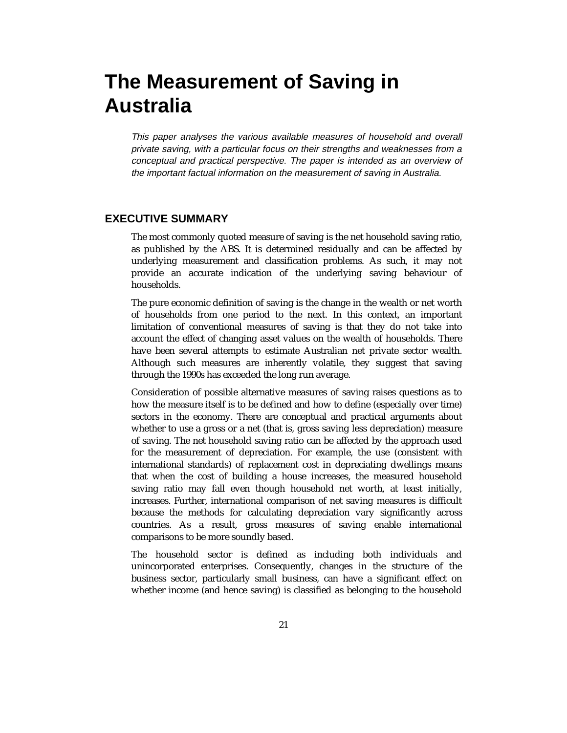# The Measurement of Saving in Australia

*This paper analyses the various available measures of household and overall private saving, with a particular focus on their strengths and weaknesses from a conceptual and practical perspective. The paper is intended as an overview of the important factual information on the measurement of saving in Australia.*

## EXECUTIVE SUMMARY

The most commonly quoted measure of saving is the net household saving ratio, as published by the ABS. It is determined residually and can be affected by underlying measurement and classification problems. As such, it may not provide an accurate indication of the underlying saving behaviour of households.

The pure economic definition of saving is the change in the wealth or net worth of households from one period to the next. In this context, an important limitation of conventional measures of saving is that they do not take into account the effect of changing asset values on the wealth of households. There have been several attempts to estimate Australian net private sector wealth. Although such measures are inherently volatile, they suggest that saving through the 1990s has exceeded the long run average.

Consideration of possible alternative measures of saving raises questions as to how the measure itself is to be defined and how to define (especially over time) sectors in the economy. There are conceptual and practical arguments about whether to use a gross or a net (that is, gross saving less depreciation) measure of saving. The net household saving ratio can be affected by the approach used for the measurement of depreciation. For example, the use (consistent with international standards) of replacement cost in depreciating dwellings means that when the cost of building a house increases, the measured household saving ratio may fall even though household net worth, at least initially, increases. Further, international comparison of net saving measures is difficult because the methods for calculating depreciation vary significantly across countries. As a result, gross measures of saving enable international comparisons to be more soundly based.

The household sector is defined as including both individuals and unincorporated enterprises. Consequently, changes in the structure of the business sector, particularly small business, can have a significant effect on whether income (and hence saving) is classified as belonging to the household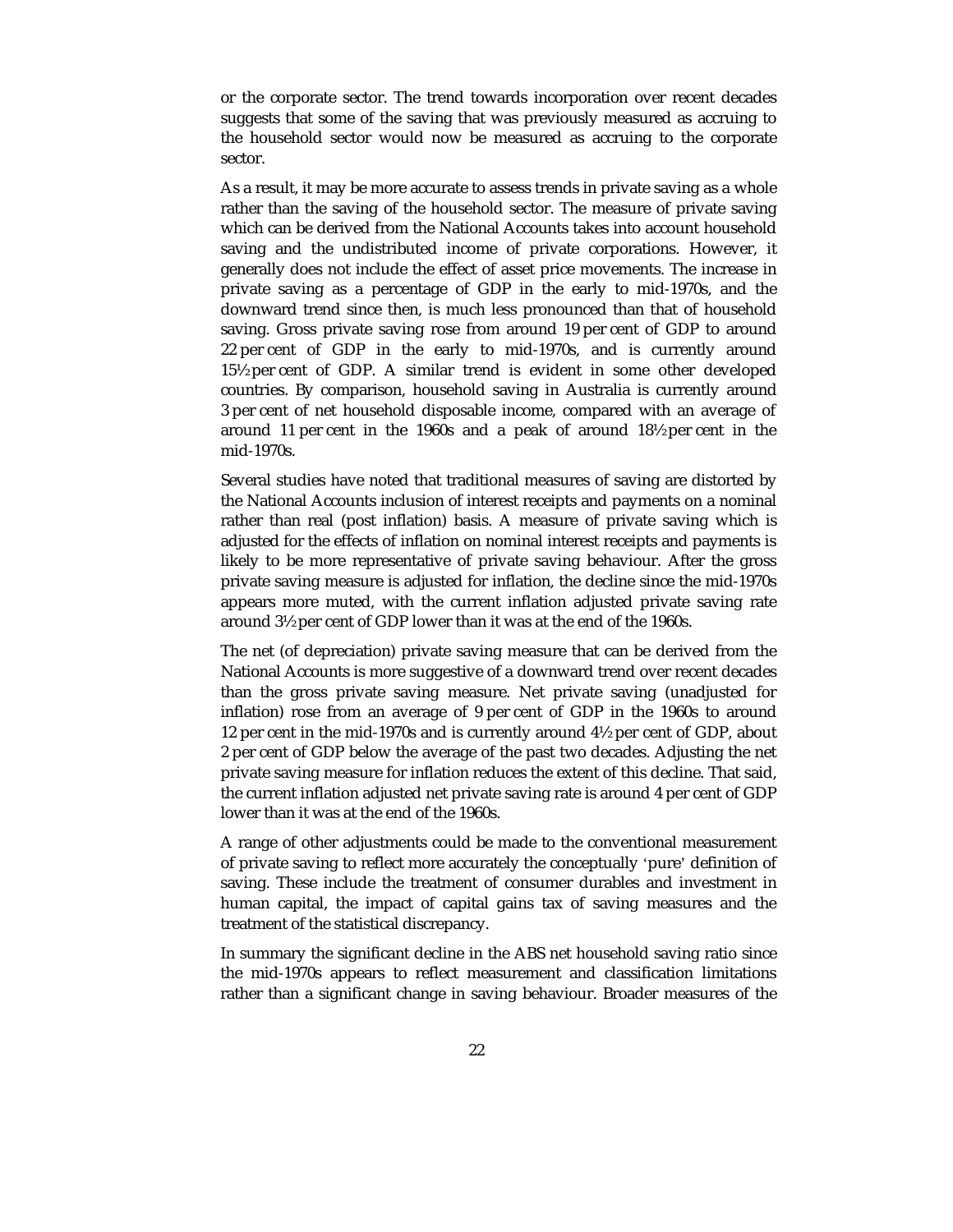or the corporate sector. The trend towards incorporation over recent decades suggests that some of the saving that was previously measured as accruing to the household sector would now be measured as accruing to the corporate sector.

As a result, it may be more accurate to assess trends in private saving as a whole rather than the saving of the household sector. The measure of private saving which can be derived from the National Accounts takes into account household saving and the undistributed income of private corporations. However, it generally does not include the effect of asset price movements. The increase in private saving as a percentage of GDP in the early to mid-1970s, and the downward trend since then, is much less pronounced than that of household saving. Gross private saving rose from around 19 per cent of GDP to around 22 per cent of GDP in the early to mid-1970s, and is currently around 15½ per cent of GDP. A similar trend is evident in some other developed countries. By comparison, household saving in Australia is currently around 3 per cent of net household disposable income, compared with an average of around 11 per cent in the 1960s and a peak of around 18½ per cent in the mid-1970s.

Several studies have noted that traditional measures of saving are distorted by the National Accounts inclusion of interest receipts and payments on a nominal rather than real (post inflation) basis. A measure of private saving which is adjusted for the effects of inflation on nominal interest receipts and payments is likely to be more representative of private saving behaviour. After the gross private saving measure is adjusted for inflation, the decline since the mid-1970s appears more muted, with the current inflation adjusted private saving rate around 3½ per cent of GDP lower than it was at the end of the 1960s.

The net (of depreciation) private saving measure that can be derived from the National Accounts is more suggestive of a downward trend over recent decades than the gross private saving measure. Net private saving (unadjusted for inflation) rose from an average of 9 per cent of GDP in the 1960s to around 12 per cent in the mid-1970s and is currently around 4½ per cent of GDP, about 2 per cent of GDP below the average of the past two decades. Adjusting the net private saving measure for inflation reduces the extent of this decline. That said, the current inflation adjusted net private saving rate is around 4 per cent of GDP lower than it was at the end of the 1960s.

A range of other adjustments could be made to the conventional measurement of private saving to reflect more accurately the conceptually 'pure' definition of saving. These include the treatment of consumer durables and investment in human capital, the impact of capital gains tax of saving measures and the treatment of the statistical discrepancy.

In summary the significant decline in the ABS net household saving ratio since the mid-1970s appears to reflect measurement and classification limitations rather than a significant change in saving behaviour. Broader measures of the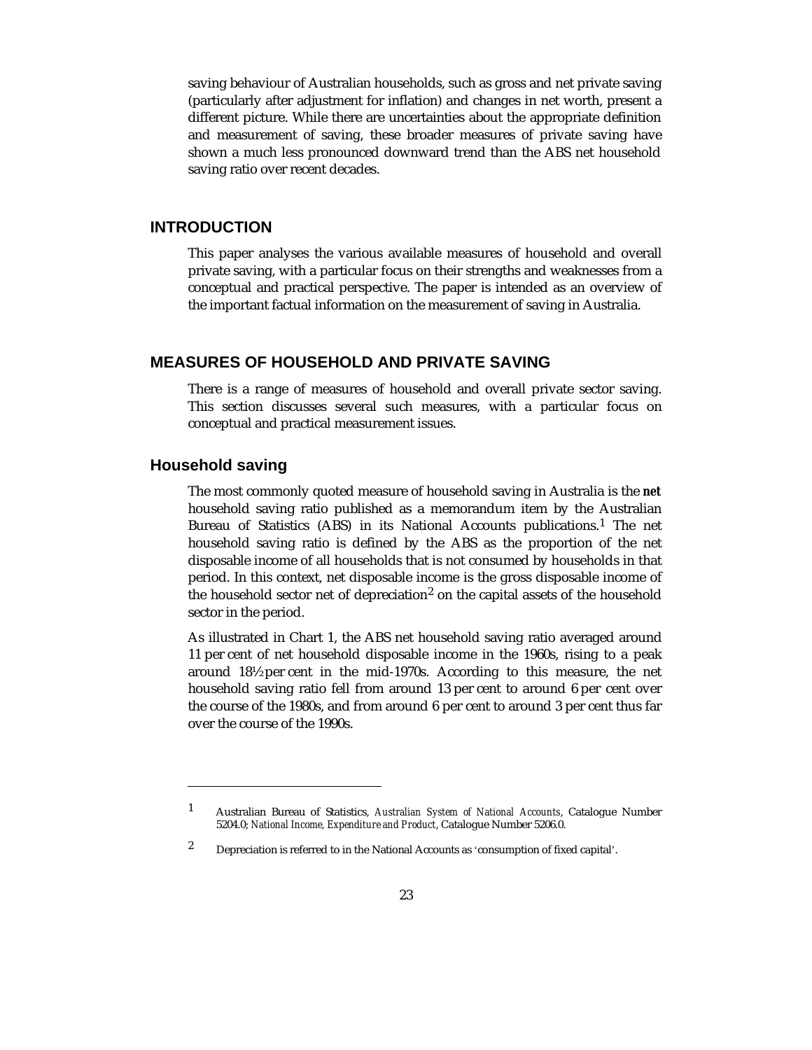saving behaviour of Australian households, such as gross and net private saving (particularly after adjustment for inflation) and changes in net worth, present a different picture. While there are uncertainties about the appropriate definition and measurement of saving, these broader measures of private saving have shown a much less pronounced downward trend than the ABS net household saving ratio over recent decades.

## INTRODUCTION

This paper analyses the various available measures of household and overall private saving, with a particular focus on their strengths and weaknesses from a conceptual and practical perspective. The paper is intended as an overview of the important factual information on the measurement of saving in Australia.

## MEASURES OF HOUSEHOLD AND PRIVATE SAVING

There is a range of measures of household and overall private sector saving. This section discusses several such measures, with a particular focus on conceptual and practical measurement issues.

### Household saving

The most commonly quoted measure of household saving in Australia is the **net** household saving ratio published as a memorandum item by the Australian Bureau of Statistics (ABS) in its National Accounts publications.[1] The net household saving ratio is defined by the ABS as the proportion of the net disposable income of all households that is not consumed by households in that period. In this context, net disposable income is the gross disposable income of the household sector net of depreciation[2] on the capital assets of the household sector in the period.

As illustrated in Chart 1, the ABS net household saving ratio averaged around 11 per cent of net household disposable income in the 1960s, rising to a peak around 18½ per cent in the mid-1970s. According to this measure, the net household saving ratio fell from around 13 per cent to around 6 per cent over the course of the 1980s, and from around 6 per cent to around 3 per cent thus far over the course of the 1990s.

---

1 Australian Bureau of Statistics, *Australian System of National Accounts*, Catalogue Number 5204.0; *National Income, Expenditure and Product*, Catalogue Number 5206.0.

2 Depreciation is referred to in the National Accounts as 'consumption of fixed capital'.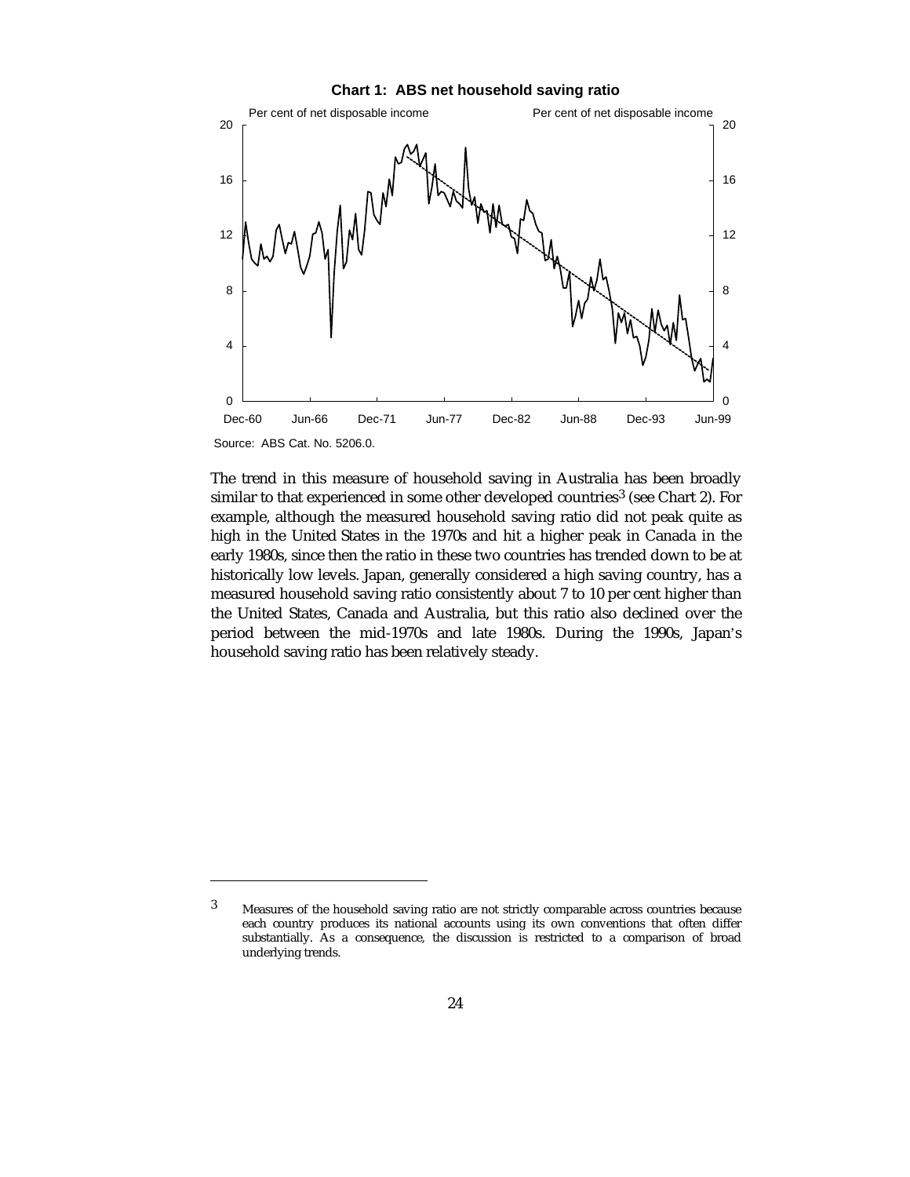**Chart 1: ABS net household saving ratio**

Per cent of net disposable income

Source: ABS Cat. No. 5206.0.

The trend in this measure of household saving in Australia has been broadly similar to that experienced in some other developed countries[3] (see Chart 2). For example, although the measured household saving ratio did not peak quite as high in the United States in the 1970s and hit a higher peak in Canada in the early 1980s, since then the ratio in these two countries has trended down to be at historically low levels. Japan, generally considered a high saving country, has a measured household saving ratio consistently about 7 to 10 per cent higher than the United States, Canada and Australia, but this ratio also declined over the period between the mid-1970s and late 1980s. During the 1990s, Japan's household saving ratio has been relatively steady.

---

[3] Measures of the household saving ratio are not strictly comparable across countries because each country produces its national accounts using its own conventions that often differ substantially. As a consequence, the discussion is restricted to a comparison of broad underlying trends.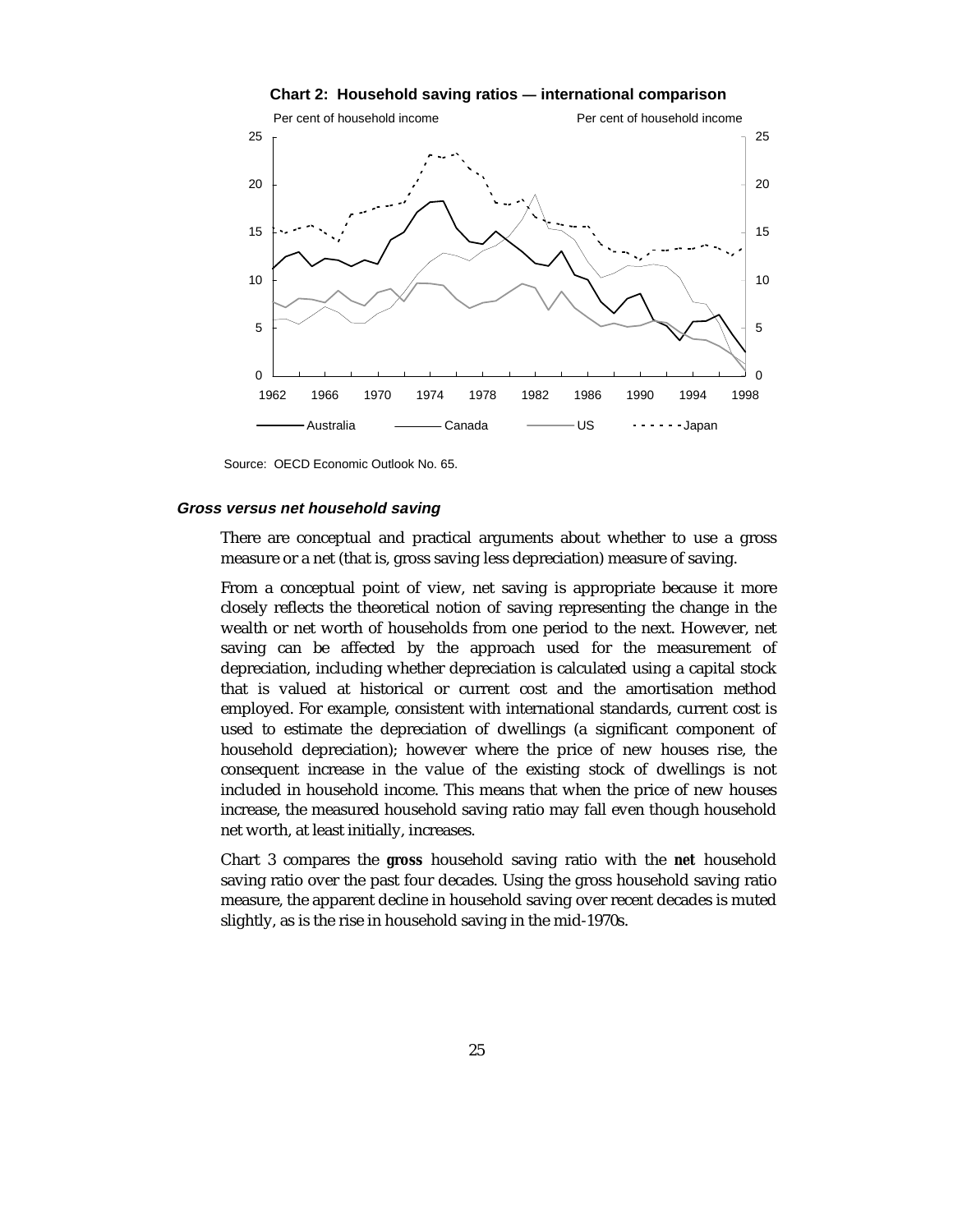**Chart 2: Household saving ratios — international comparison**

Source: OECD Economic Outlook No. 65.

### *Gross versus net household saving*

There are conceptual and practical arguments about whether to use a gross measure or a net (that is, gross saving less depreciation) measure of saving.

From a conceptual point of view, net saving is appropriate because it more closely reflects the theoretical notion of saving representing the change in the wealth or net worth of households from one period to the next. However, net saving can be affected by the approach used for the measurement of depreciation, including whether depreciation is calculated using a capital stock that is valued at historical or current cost and the amortisation method employed. For example, consistent with international standards, current cost is used to estimate the depreciation of dwellings (a significant component of household depreciation); however where the price of new houses rise, the consequent increase in the value of the existing stock of dwellings is not included in household income. This means that when the price of new houses increase, the measured household saving ratio may fall even though household net worth, at least initially, increases.

Chart 3 compares the **gross** household saving ratio with the **net** household saving ratio over the past four decades. Using the gross household saving ratio measure, the apparent decline in household saving over recent decades is muted slightly, as is the rise in household saving in the mid-1970s.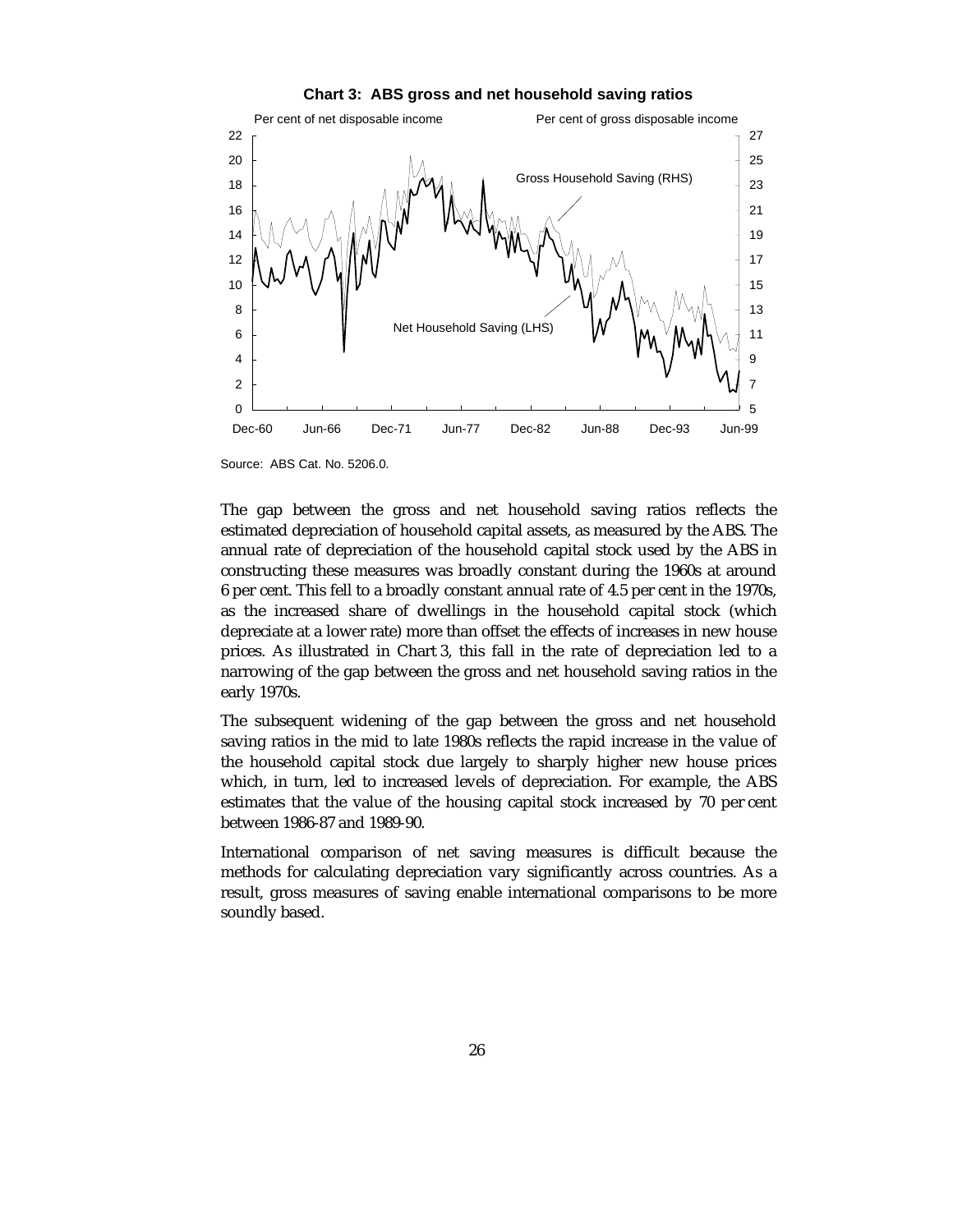**Chart 3: ABS gross and net household saving ratios**

Source: ABS Cat. No. 5206.0.

The gap between the gross and net household saving ratios reflects the estimated depreciation of household capital assets, as measured by the ABS. The annual rate of depreciation of the household capital stock used by the ABS in constructing these measures was broadly constant during the 1960s at around 6 per cent. This fell to a broadly constant annual rate of 4.5 per cent in the 1970s, as the increased share of dwellings in the household capital stock (which depreciate at a lower rate) more than offset the effects of increases in new house prices. As illustrated in Chart 3, this fall in the rate of depreciation led to a narrowing of the gap between the gross and net household saving ratios in the early 1970s.

The subsequent widening of the gap between the gross and net household saving ratios in the mid to late 1980s reflects the rapid increase in the value of the household capital stock due largely to sharply higher new house prices which, in turn, led to increased levels of depreciation. For example, the ABS estimates that the value of the housing capital stock increased by 70 per cent between 1986-87 and 1989-90.

International comparison of net saving measures is difficult because the methods for calculating depreciation vary significantly across countries. As a result, gross measures of saving enable international comparisons to be more soundly based.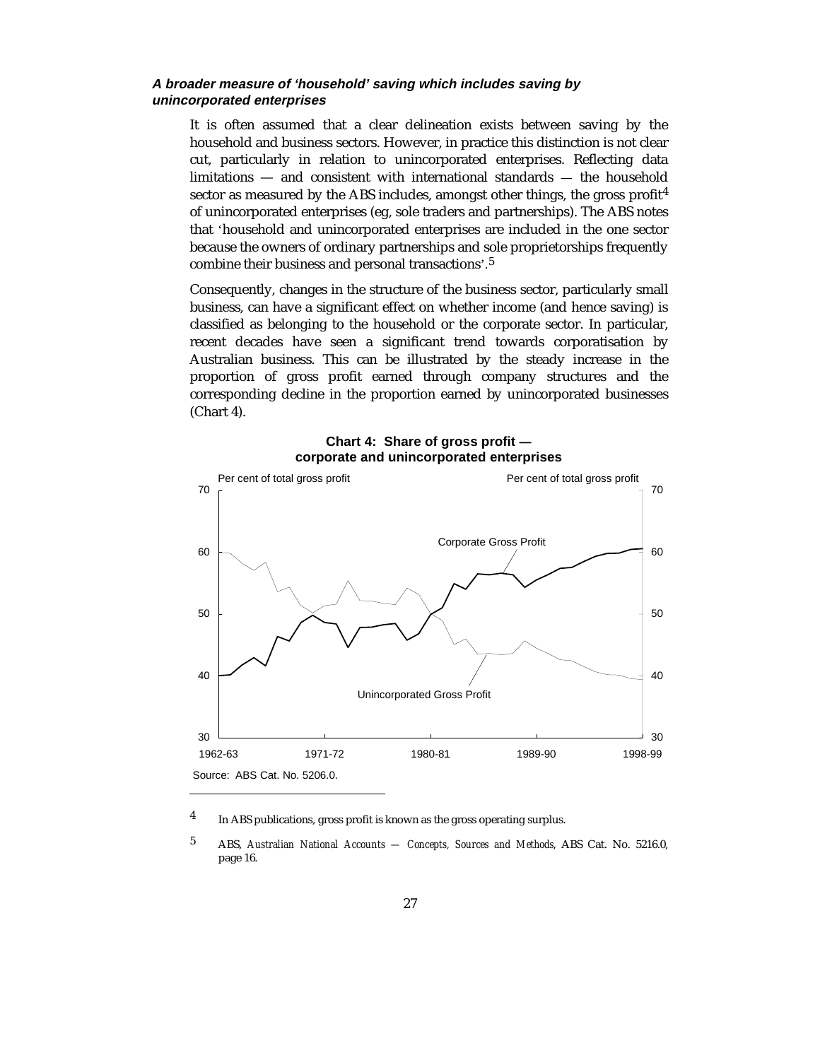### *A broader measure of 'household' saving which includes saving by unincorporated enterprises*

It is often assumed that a clear delineation exists between saving by the household and business sectors. However, in practice this distinction is not clear cut, particularly in relation to unincorporated enterprises. Reflecting data limitations — and consistent with international standards — the household sector as measured by the ABS includes, amongst other things, the gross profit[4] of unincorporated enterprises (eg, sole traders and partnerships). The ABS notes that 'household and unincorporated enterprises are included in the one sector because the owners of ordinary partnerships and sole proprietorships frequently combine their business and personal transactions'.[5]

Consequently, changes in the structure of the business sector, particularly small business, can have a significant effect on whether income (and hence saving) is classified as belonging to the household or the corporate sector. In particular, recent decades have seen a significant trend towards corporatisation by Australian business. This can be illustrated by the steady increase in the proportion of gross profit earned through company structures and the corresponding decline in the proportion earned by unincorporated businesses (Chart 4).

**Chart 4: Share of gross profit — corporate and unincorporated enterprises**

Source: ABS Cat. No. 5206.0.

---

4 In ABS publications, gross profit is known as the gross operating surplus.

5 ABS, *Australian National Accounts — Concepts, Sources and Methods*, ABS Cat. No. 5216.0, page 16.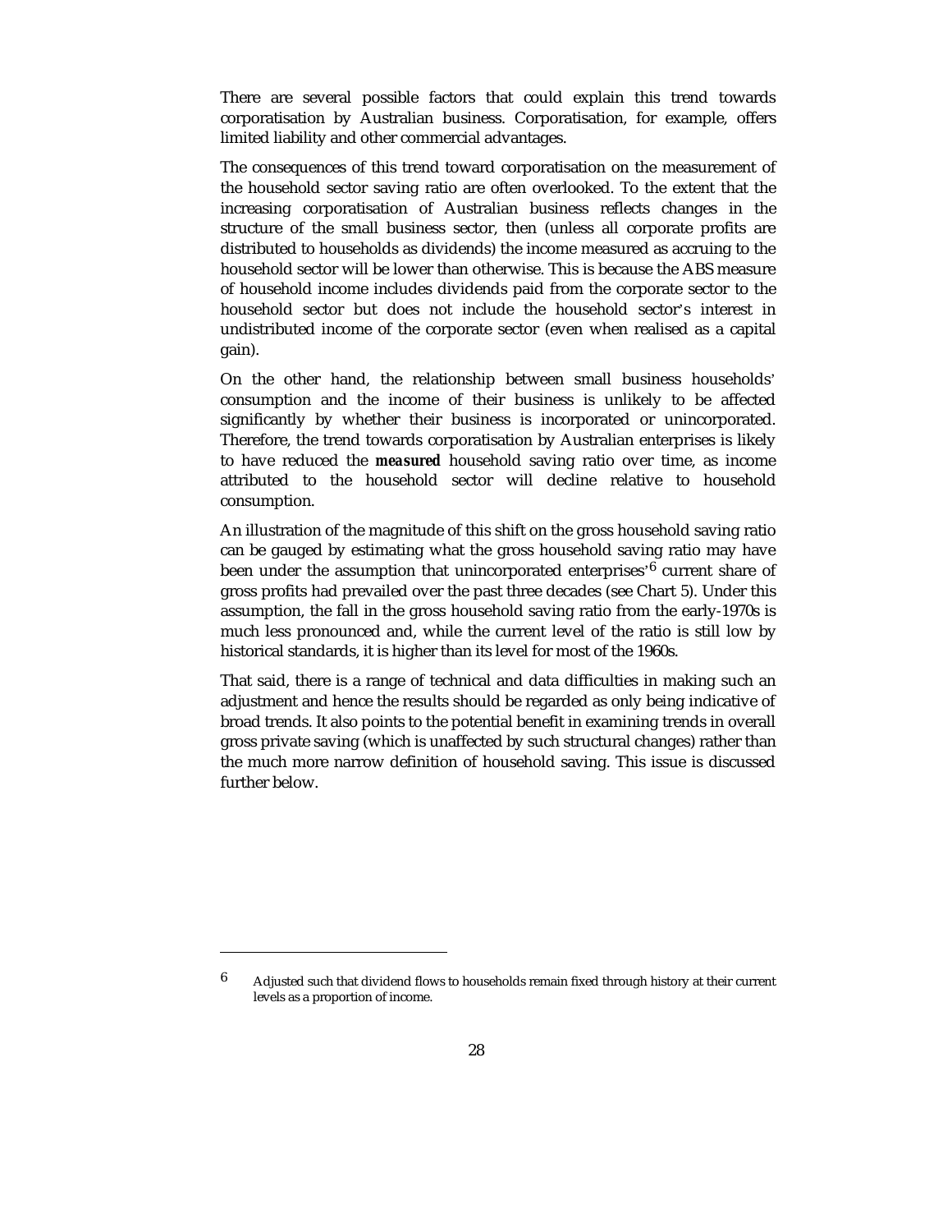There are several possible factors that could explain this trend towards corporatisation by Australian business. Corporatisation, for example, offers limited liability and other commercial advantages.

The consequences of this trend toward corporatisation on the measurement of the household sector saving ratio are often overlooked. To the extent that the increasing corporatisation of Australian business reflects changes in the structure of the small business sector, then (unless all corporate profits are distributed to households as dividends) the income measured as accruing to the household sector will be lower than otherwise. This is because the ABS measure of household income includes dividends paid from the corporate sector to the household sector but does not include the household sector's interest in undistributed income of the corporate sector (even when realised as a capital gain).

On the other hand, the relationship between small business households' consumption and the income of their business is unlikely to be affected significantly by whether their business is incorporated or unincorporated. Therefore, the trend towards corporatisation by Australian enterprises is likely to have reduced the ***measured*** household saving ratio over time, as income attributed to the household sector will decline relative to household consumption.

An illustration of the magnitude of this shift on the gross household saving ratio can be gauged by estimating what the gross household saving ratio may have been under the assumption that unincorporated enterprises'[6] current share of gross profits had prevailed over the past three decades (see Chart 5). Under this assumption, the fall in the gross household saving ratio from the early-1970s is much less pronounced and, while the current level of the ratio is still low by historical standards, it is higher than its level for most of the 1960s.

That said, there is a range of technical and data difficulties in making such an adjustment and hence the results should be regarded as only being indicative of broad trends. It also points to the potential benefit in examining trends in overall gross private saving (which is unaffected by such structural changes) rather than the much more narrow definition of household saving. This issue is discussed further below.

---

[6] Adjusted such that dividend flows to households remain fixed through history at their current levels as a proportion of income.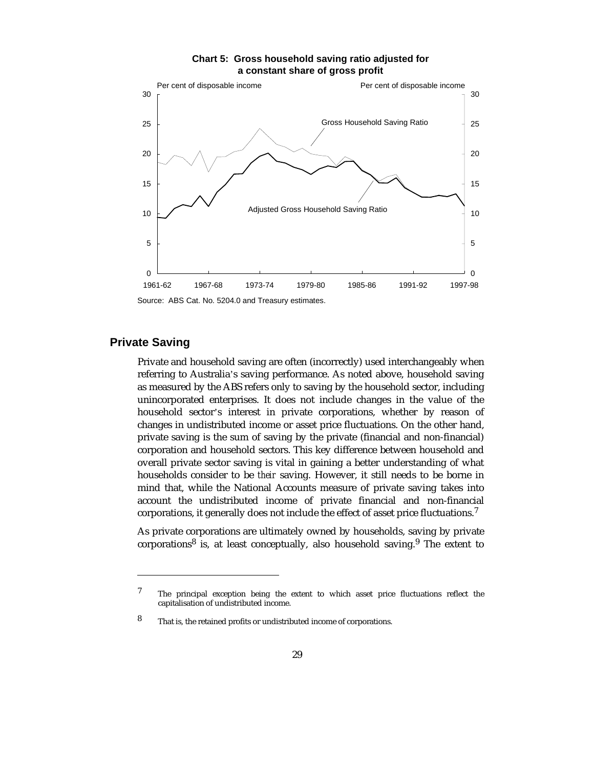**Chart 5: Gross household saving ratio adjusted for a constant share of gross profit**

Source: ABS Cat. No. 5204.0 and Treasury estimates.

## Private Saving

Private and household saving are often (incorrectly) used interchangeably when referring to Australia's saving performance. As noted above, household saving as measured by the ABS refers only to saving by the household sector, including unincorporated enterprises. It does not include changes in the value of the household sector's interest in private corporations, whether by reason of changes in undistributed income or asset price fluctuations. On the other hand, private saving is the sum of saving by the private (financial and non-financial) corporation and household sectors. This key difference between household and overall private sector saving is vital in gaining a better understanding of what households consider to be *their* saving. However, it still needs to be borne in mind that, while the National Accounts measure of private saving takes into account the undistributed income of private financial and non-financial corporations, it generally does not include the effect of asset price fluctuations.[7]

As private corporations are ultimately owned by households, saving by private corporations[8] is, at least conceptually, also household saving.[9] The extent to

---

7 The principal exception being the extent to which asset price fluctuations reflect the capitalisation of undistributed income.

8 That is, the retained profits or undistributed income of corporations.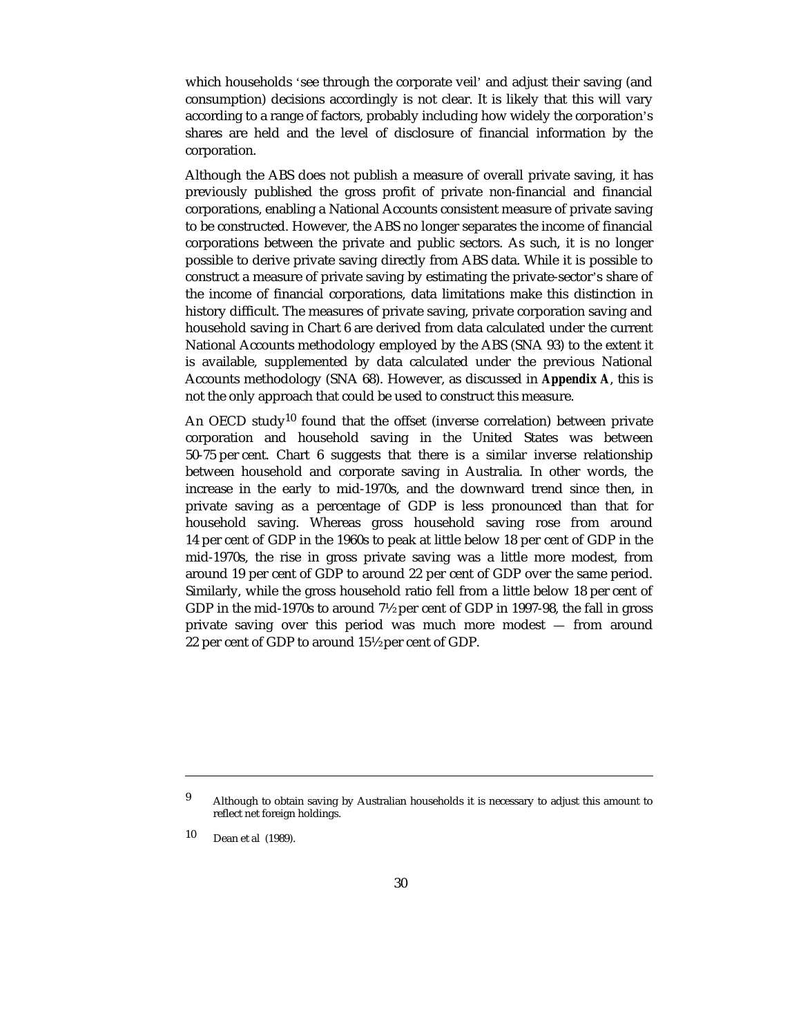which households 'see through the corporate veil' and adjust their saving (and consumption) decisions accordingly is not clear. It is likely that this will vary according to a range of factors, probably including how widely the corporation's shares are held and the level of disclosure of financial information by the corporation.

Although the ABS does not publish a measure of overall private saving, it has previously published the gross profit of private non-financial and financial corporations, enabling a National Accounts consistent measure of private saving to be constructed. However, the ABS no longer separates the income of financial corporations between the private and public sectors. As such, it is no longer possible to derive private saving directly from ABS data. While it is possible to construct a measure of private saving by estimating the private-sector's share of the income of financial corporations, data limitations make this distinction in history difficult. The measures of private saving, private corporation saving and household saving in Chart 6 are derived from data calculated under the current National Accounts methodology employed by the ABS (SNA 93) to the extent it is available, supplemented by data calculated under the previous National Accounts methodology (SNA 68). However, as discussed in **Appendix A**, this is not the only approach that could be used to construct this measure.

An OECD study[10] found that the offset (inverse correlation) between private corporation and household saving in the United States was between 50-75 per cent. Chart 6 suggests that there is a similar inverse relationship between household and corporate saving in Australia. In other words, the increase in the early to mid-1970s, and the downward trend since then, in private saving as a percentage of GDP is less pronounced than that for household saving. Whereas gross household saving rose from around 14 per cent of GDP in the 1960s to peak at little below 18 per cent of GDP in the mid-1970s, the rise in gross private saving was a little more modest, from around 19 per cent of GDP to around 22 per cent of GDP over the same period. Similarly, while the gross household ratio fell from a little below 18 per cent of GDP in the mid-1970s to around 7½ per cent of GDP in 1997-98, the fall in gross private saving over this period was much more modest — from around 22 per cent of GDP to around 15½ per cent of GDP.

---

9 Although to obtain saving by Australian households it is necessary to adjust this amount to reflect net foreign holdings.

10 Dean et al (1989).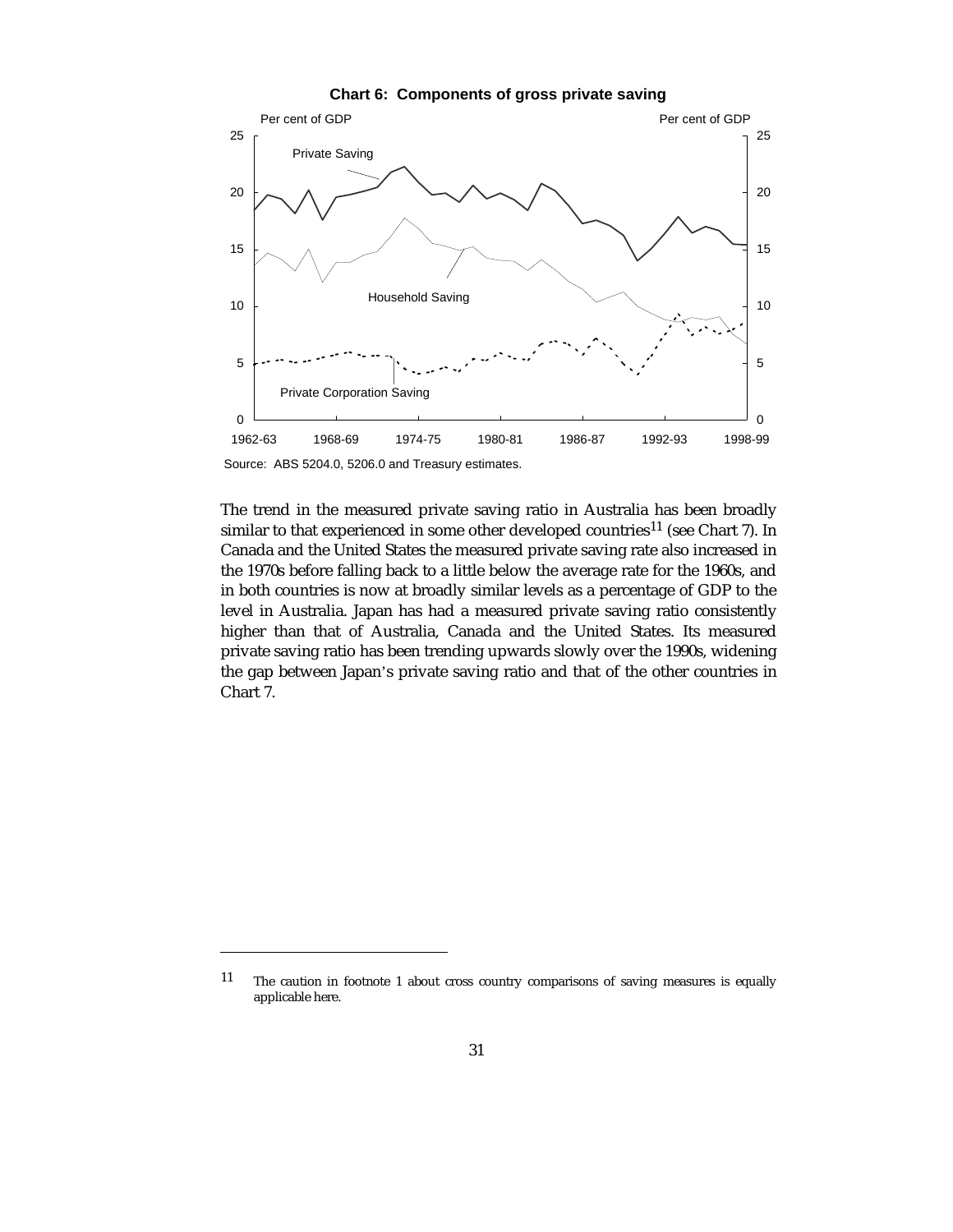**Chart 6: Components of gross private saving**

Source: ABS 5204.0, 5206.0 and Treasury estimates.

The trend in the measured private saving ratio in Australia has been broadly similar to that experienced in some other developed countries[11] (see Chart 7). In Canada and the United States the measured private saving rate also increased in the 1970s before falling back to a little below the average rate for the 1960s, and in both countries is now at broadly similar levels as a percentage of GDP to the level in Australia. Japan has had a measured private saving ratio consistently higher than that of Australia, Canada and the United States. Its measured private saving ratio has been trending upwards slowly over the 1990s, widening the gap between Japan's private saving ratio and that of the other countries in Chart 7.

---

11 The caution in footnote 1 about cross country comparisons of saving measures is equally applicable here.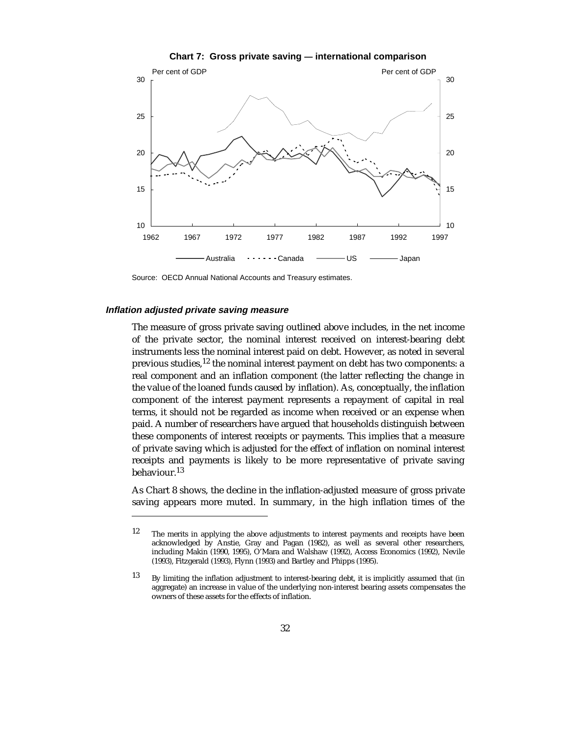**Chart 7: Gross private saving — international comparison**

Source: OECD Annual National Accounts and Treasury estimates.

### *Inflation adjusted private saving measure*

The measure of gross private saving outlined above includes, in the net income of the private sector, the nominal interest received on interest-bearing debt instruments less the nominal interest paid on debt. However, as noted in several previous studies,[12] the nominal interest payment on debt has two components: a real component and an inflation component (the latter reflecting the change in the value of the loaned funds caused by inflation). As, conceptually, the inflation component of the interest payment represents a repayment of capital in real terms, it should not be regarded as income when received or an expense when paid. A number of researchers have argued that households distinguish between these components of interest receipts or payments. This implies that a measure of private saving which is adjusted for the effect of inflation on nominal interest receipts and payments is likely to be more representative of private saving behaviour.[13]

As Chart 8 shows, the decline in the inflation-adjusted measure of gross private saving appears more muted. In summary, in the high inflation times of the

---

[12] The merits in applying the above adjustments to interest payments and receipts have been acknowledged by Anstie, Gray and Pagan (1982), as well as several other researchers, including Makin (1990, 1995), O'Mara and Walshaw (1992), Access Economics (1992), Nevile (1993), Fitzgerald (1993), Flynn (1993) and Bartley and Phipps (1995).

[13] By limiting the inflation adjustment to interest-bearing debt, it is implicitly assumed that (in aggregate) an increase in value of the underlying non-interest bearing assets compensates the owners of these assets for the effects of inflation.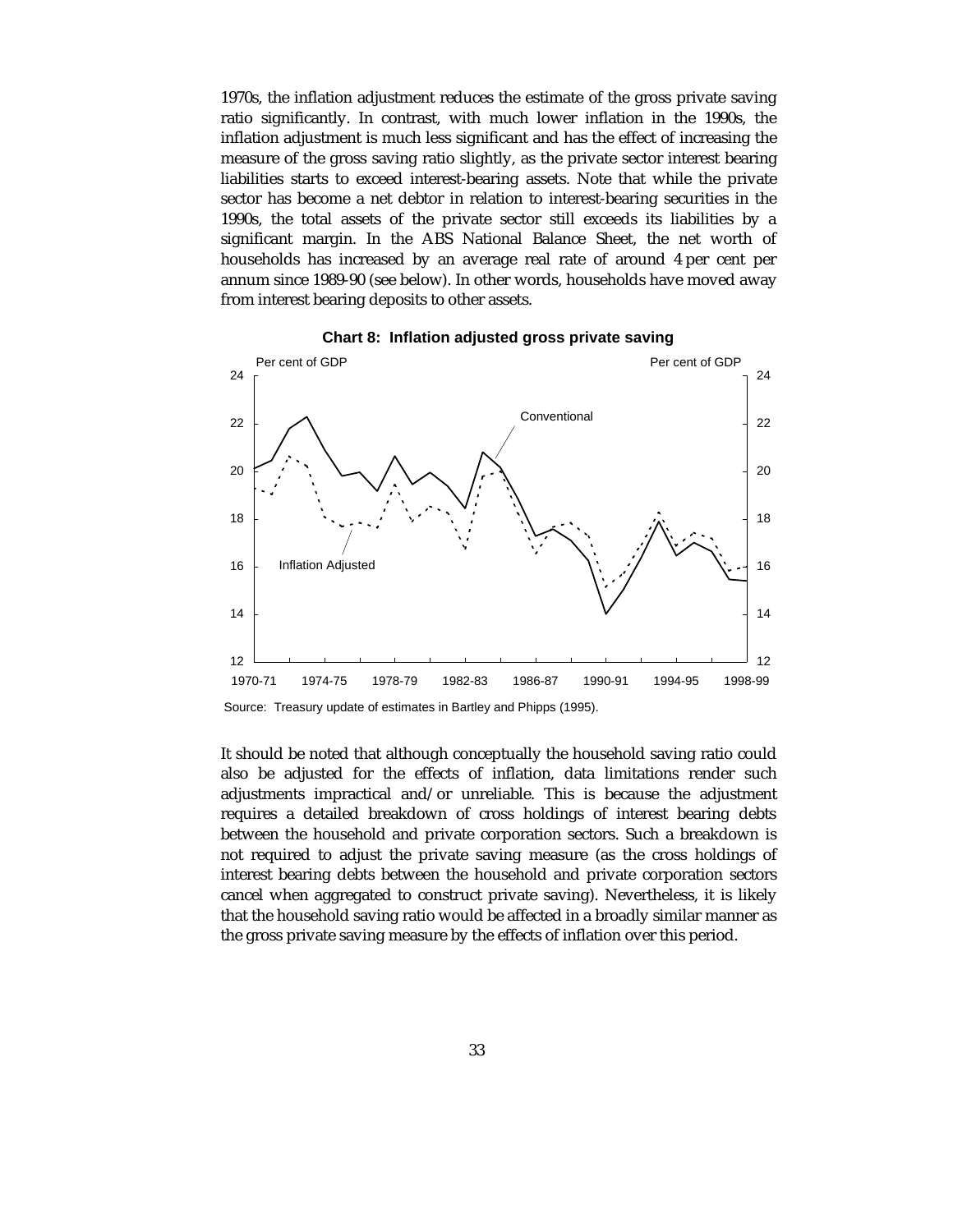1970s, the inflation adjustment reduces the estimate of the gross private saving ratio significantly. In contrast, with much lower inflation in the 1990s, the inflation adjustment is much less significant and has the effect of increasing the measure of the gross saving ratio slightly, as the private sector interest bearing liabilities starts to exceed interest-bearing assets. Note that while the private sector has become a net debtor in relation to interest-bearing securities in the 1990s, the total assets of the private sector still exceeds its liabilities by a significant margin. In the ABS National Balance Sheet, the net worth of households has increased by an average real rate of around 4 per cent per annum since 1989-90 (see below). In other words, households have moved away from interest bearing deposits to other assets.

**Chart 8: Inflation adjusted gross private saving**

Source: Treasury update of estimates in Bartley and Phipps (1995).

It should be noted that although conceptually the household saving ratio could also be adjusted for the effects of inflation, data limitations render such adjustments impractical and/or unreliable. This is because the adjustment requires a detailed breakdown of cross holdings of interest bearing debts between the household and private corporation sectors. Such a breakdown is not required to adjust the private saving measure (as the cross holdings of interest bearing debts between the household and private corporation sectors cancel when aggregated to construct private saving). Nevertheless, it is likely that the household saving ratio would be affected in a broadly similar manner as the gross private saving measure by the effects of inflation over this period.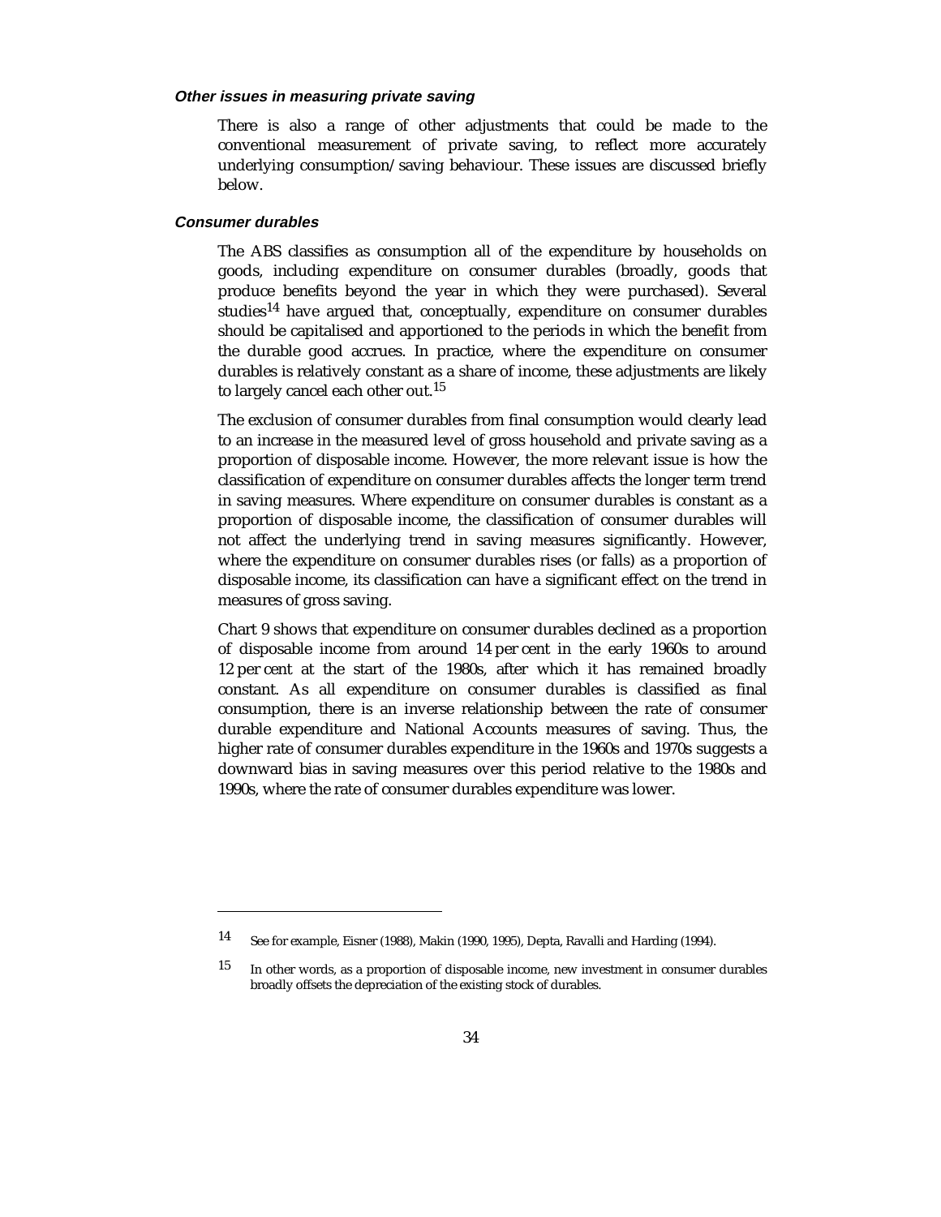### *Other issues in measuring private saving*

There is also a range of other adjustments that could be made to the conventional measurement of private saving, to reflect more accurately underlying consumption/saving behaviour. These issues are discussed briefly below.

### *Consumer durables*

The ABS classifies as consumption all of the expenditure by households on goods, including expenditure on consumer durables (broadly, goods that produce benefits beyond the year in which they were purchased). Several studies[14] have argued that, conceptually, expenditure on consumer durables should be capitalised and apportioned to the periods in which the benefit from the durable good accrues. In practice, where the expenditure on consumer durables is relatively constant as a share of income, these adjustments are likely to largely cancel each other out.[15]

The exclusion of consumer durables from final consumption would clearly lead to an increase in the measured level of gross household and private saving as a proportion of disposable income. However, the more relevant issue is how the classification of expenditure on consumer durables affects the longer term trend in saving measures. Where expenditure on consumer durables is constant as a proportion of disposable income, the classification of consumer durables will not affect the underlying trend in saving measures significantly. However, where the expenditure on consumer durables rises (or falls) as a proportion of disposable income, its classification can have a significant effect on the trend in measures of gross saving.

Chart 9 shows that expenditure on consumer durables declined as a proportion of disposable income from around 14 per cent in the early 1960s to around 12 per cent at the start of the 1980s, after which it has remained broadly constant. As all expenditure on consumer durables is classified as final consumption, there is an inverse relationship between the rate of consumer durable expenditure and National Accounts measures of saving. Thus, the higher rate of consumer durables expenditure in the 1960s and 1970s suggests a downward bias in saving measures over this period relative to the 1980s and 1990s, where the rate of consumer durables expenditure was lower.

---

[14] See for example, Eisner (1988), Makin (1990, 1995), Depta, Ravalli and Harding (1994).

[15] In other words, as a proportion of disposable income, new investment in consumer durables broadly offsets the depreciation of the existing stock of durables.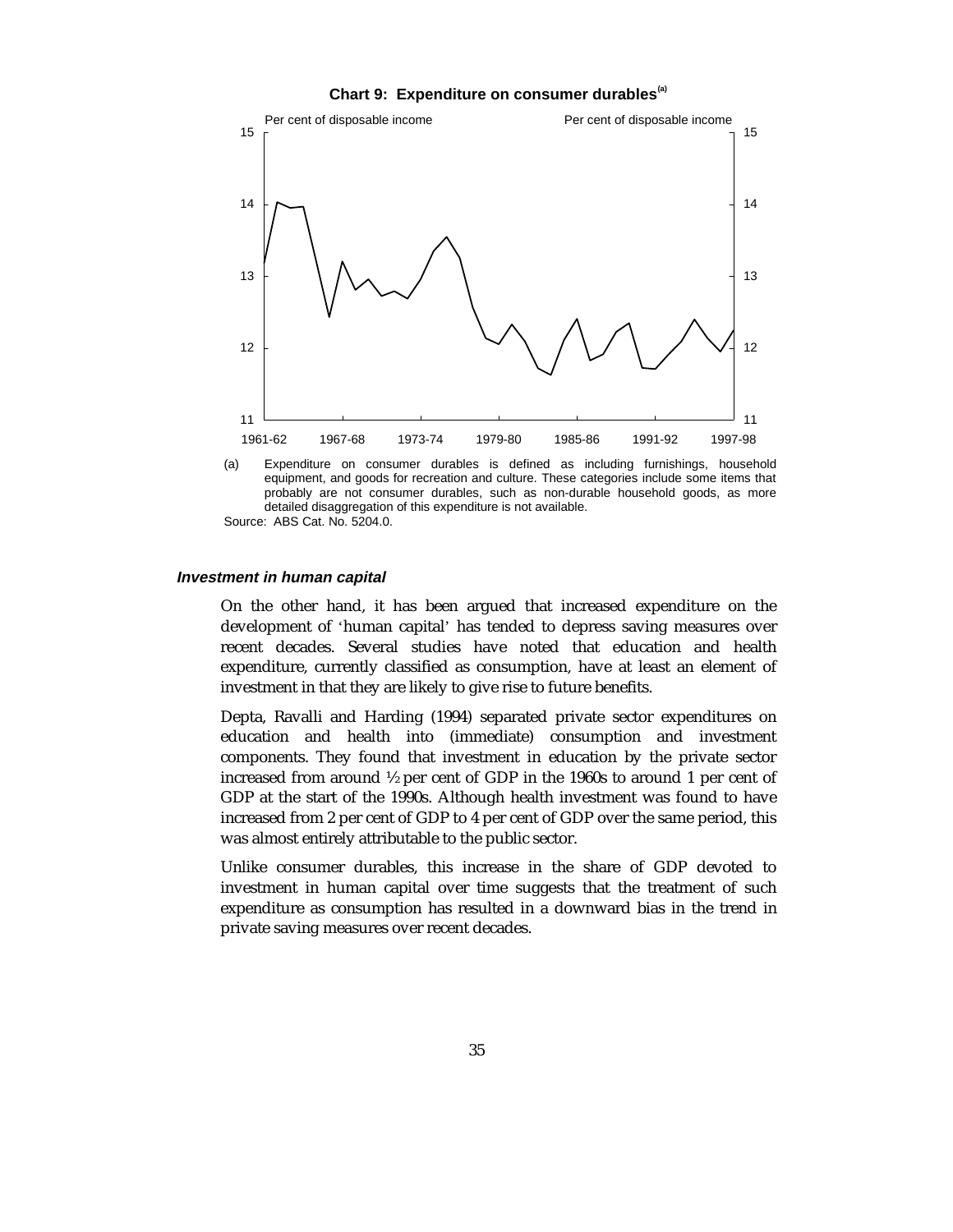**Chart 9: Expenditure on consumer durables**[(a)]

(a) Expenditure on consumer durables is defined as including furnishings, household equipment, and goods for recreation and culture. These categories include some items that probably are not consumer durables, such as non-durable household goods, as more detailed disaggregation of this expenditure is not available.

Source: ABS Cat. No. 5204.0.

### *Investment in human capital*

On the other hand, it has been argued that increased expenditure on the development of 'human capital' has tended to depress saving measures over recent decades. Several studies have noted that education and health expenditure, currently classified as consumption, have at least an element of investment in that they are likely to give rise to future benefits.

Depta, Ravalli and Harding (1994) separated private sector expenditures on education and health into (immediate) consumption and investment components. They found that investment in education by the private sector increased from around ½ per cent of GDP in the 1960s to around 1 per cent of GDP at the start of the 1990s. Although health investment was found to have increased from 2 per cent of GDP to 4 per cent of GDP over the same period, this was almost entirely attributable to the public sector.

Unlike consumer durables, this increase in the share of GDP devoted to investment in human capital over time suggests that the treatment of such expenditure as consumption has resulted in a downward bias in the trend in private saving measures over recent decades.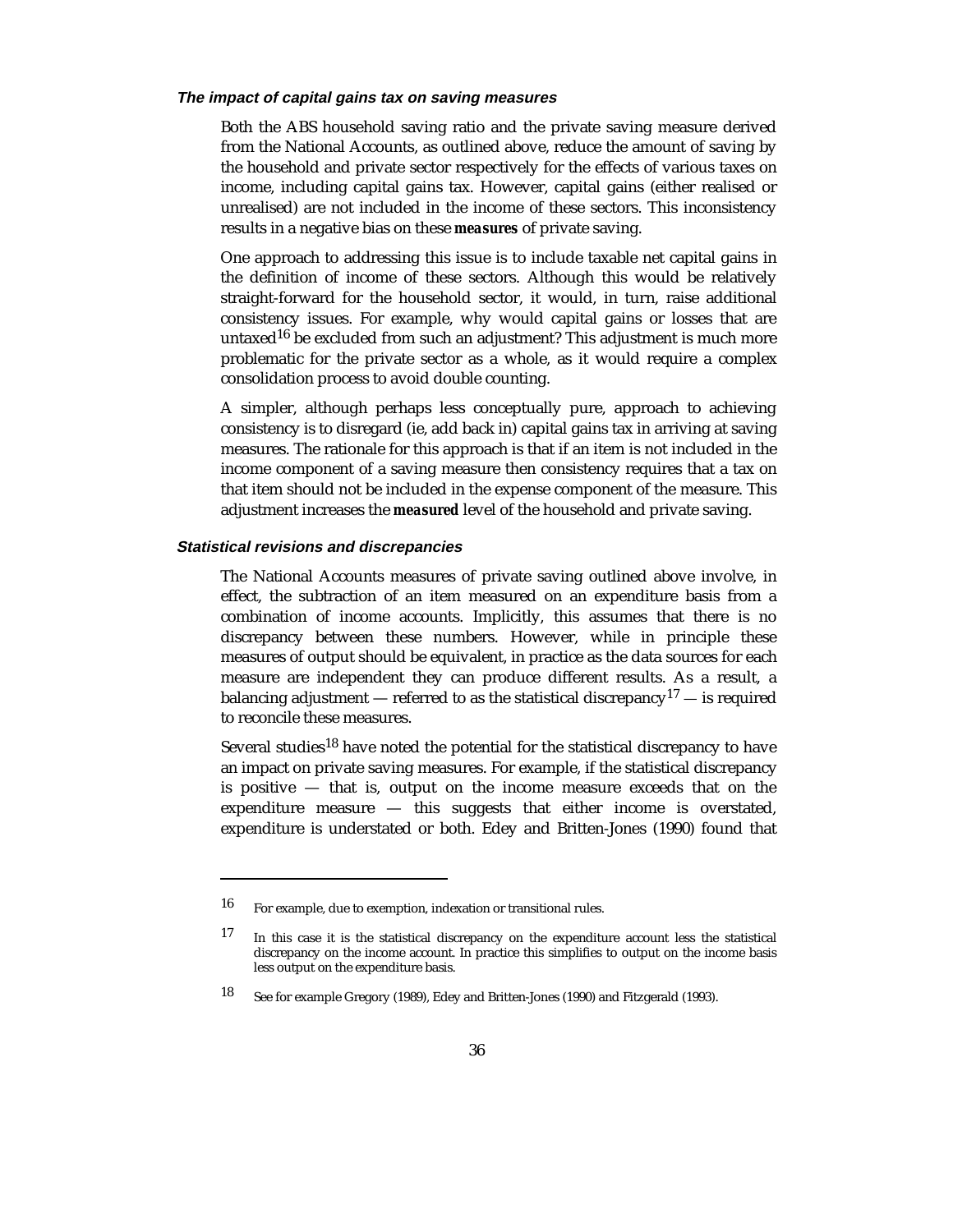### *The impact of capital gains tax on saving measures*

Both the ABS household saving ratio and the private saving measure derived from the National Accounts, as outlined above, reduce the amount of saving by the household and private sector respectively for the effects of various taxes on income, including capital gains tax. However, capital gains (either realised or unrealised) are not included in the income of these sectors. This inconsistency results in a negative bias on these ***measures*** of private saving.

One approach to addressing this issue is to include taxable net capital gains in the definition of income of these sectors. Although this would be relatively straight-forward for the household sector, it would, in turn, raise additional consistency issues. For example, why would capital gains or losses that are untaxed[16] be excluded from such an adjustment? This adjustment is much more problematic for the private sector as a whole, as it would require a complex consolidation process to avoid double counting.

A simpler, although perhaps less conceptually pure, approach to achieving consistency is to disregard (ie, add back in) capital gains tax in arriving at saving measures. The rationale for this approach is that if an item is not included in the income component of a saving measure then consistency requires that a tax on that item should not be included in the expense component of the measure. This adjustment increases the ***measured*** level of the household and private saving.

### *Statistical revisions and discrepancies*

The National Accounts measures of private saving outlined above involve, in effect, the subtraction of an item measured on an expenditure basis from a combination of income accounts. Implicitly, this assumes that there is no discrepancy between these numbers. However, while in principle these measures of output should be equivalent, in practice as the data sources for each measure are independent they can produce different results. As a result, a balancing adjustment — referred to as the statistical discrepancy[17] — is required to reconcile these measures.

Several studies[18] have noted the potential for the statistical discrepancy to have an impact on private saving measures. For example, if the statistical discrepancy is positive — that is, output on the income measure exceeds that on the expenditure measure — this suggests that either income is overstated, expenditure is understated or both. Edey and Britten-Jones (1990) found that

---

16 For example, due to exemption, indexation or transitional rules.

17 In this case it is the statistical discrepancy on the expenditure account less the statistical discrepancy on the income account. In practice this simplifies to output on the income basis less output on the expenditure basis.

18 See for example Gregory (1989), Edey and Britten-Jones (1990) and Fitzgerald (1993).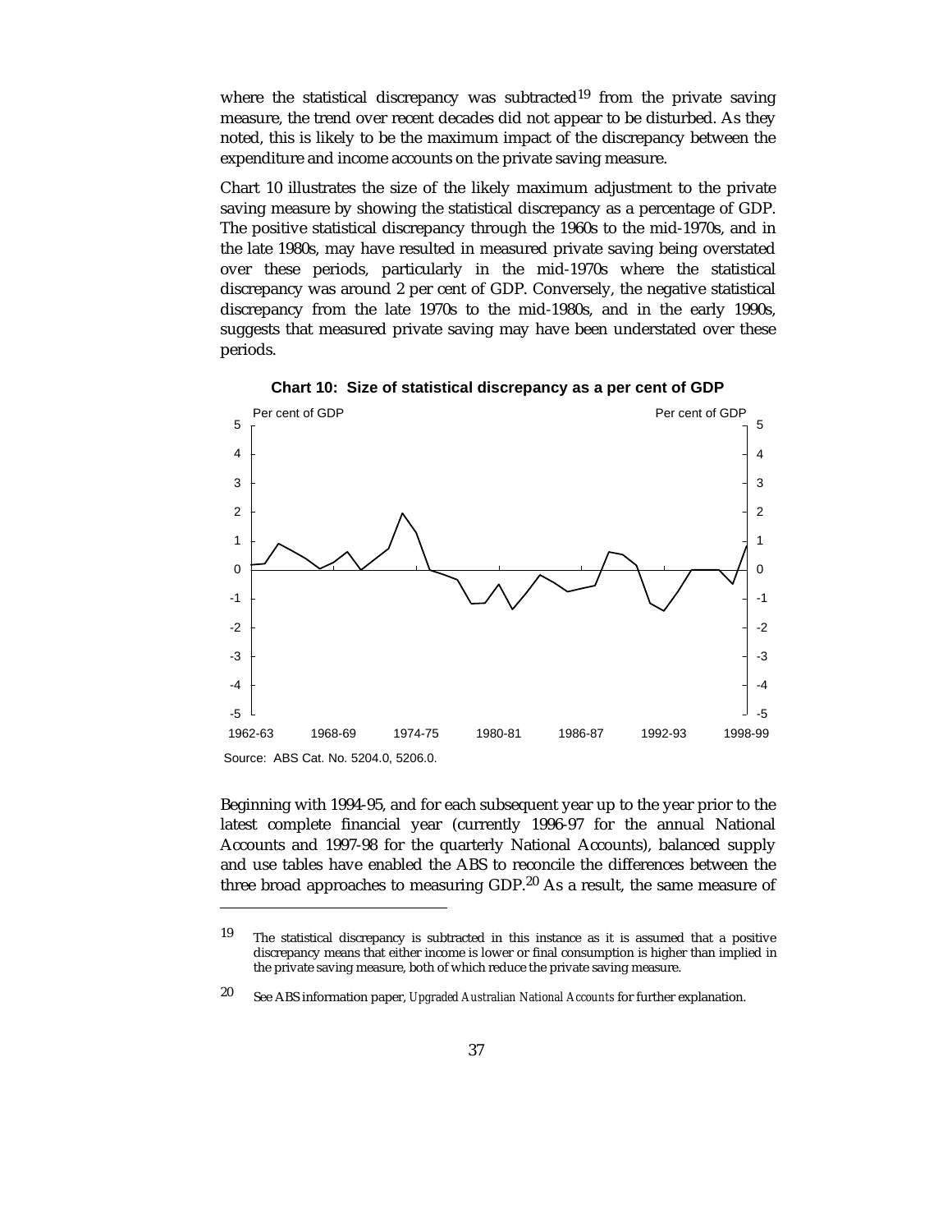where the statistical discrepancy was subtracted[19] from the private saving measure, the trend over recent decades did not appear to be disturbed. As they noted, this is likely to be the maximum impact of the discrepancy between the expenditure and income accounts on the private saving measure.

Chart 10 illustrates the size of the likely maximum adjustment to the private saving measure by showing the statistical discrepancy as a percentage of GDP. The positive statistical discrepancy through the 1960s to the mid-1970s, and in the late 1980s, may have resulted in measured private saving being overstated over these periods, particularly in the mid-1970s where the statistical discrepancy was around 2 per cent of GDP. Conversely, the negative statistical discrepancy from the late 1970s to the mid-1980s, and in the early 1990s, suggests that measured private saving may have been understated over these periods.

**Chart 10: Size of statistical discrepancy as a per cent of GDP**

Source: ABS Cat. No. 5204.0, 5206.0.

Beginning with 1994-95, and for each subsequent year up to the year prior to the latest complete financial year (currently 1996-97 for the annual National Accounts and 1997-98 for the quarterly National Accounts), balanced supply and use tables have enabled the ABS to reconcile the differences between the three broad approaches to measuring GDP.[20] As a result, the same measure of

---

[19] The statistical discrepancy is subtracted in this instance as it is assumed that a positive discrepancy means that either income is lower or final consumption is higher than implied in the private saving measure, both of which reduce the private saving measure.

[20] See ABS information paper, *Upgraded Australian National Accounts* for further explanation.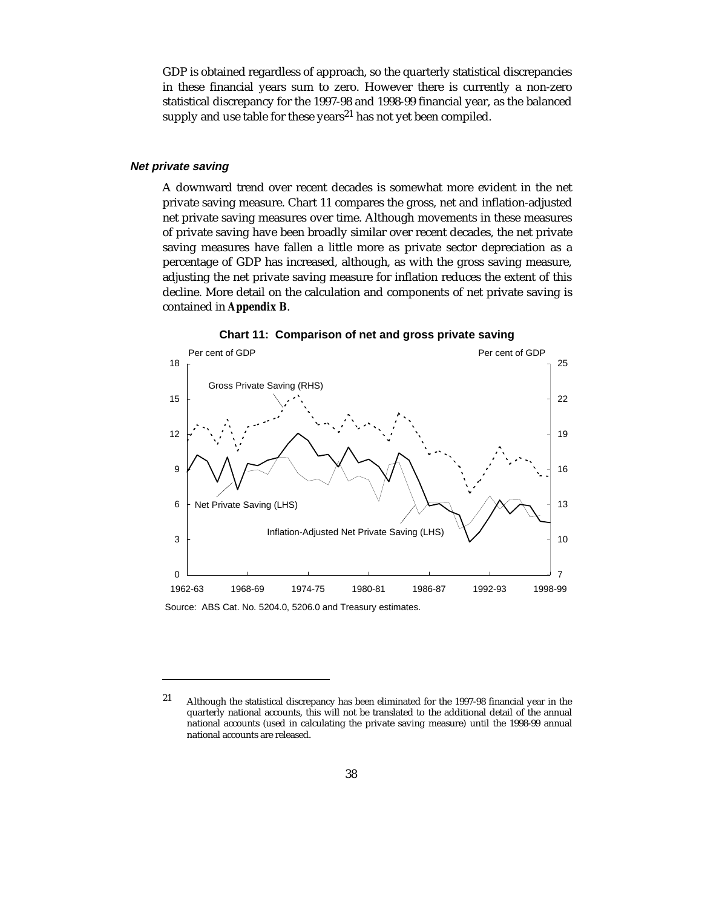GDP is obtained regardless of approach, so the quarterly statistical discrepancies in these financial years sum to zero. However there is currently a non-zero statistical discrepancy for the 1997-98 and 1998-99 financial year, as the balanced supply and use table for these years[21] has not yet been compiled.

### *Net private saving*

A downward trend over recent decades is somewhat more evident in the net private saving measure. Chart 11 compares the gross, net and inflation-adjusted net private saving measures over time. Although movements in these measures of private saving have been broadly similar over recent decades, the net private saving measures have fallen a little more as private sector depreciation as a percentage of GDP has increased, although, as with the gross saving measure, adjusting the net private saving measure for inflation reduces the extent of this decline. More detail on the calculation and components of net private saving is contained in **Appendix B**.

**Chart 11: Comparison of net and gross private saving**

Source: ABS Cat. No. 5204.0, 5206.0 and Treasury estimates.

---

21 Although the statistical discrepancy has been eliminated for the 1997-98 financial year in the quarterly national accounts, this will not be translated to the additional detail of the annual national accounts (used in calculating the private saving measure) until the 1998-99 annual national accounts are released.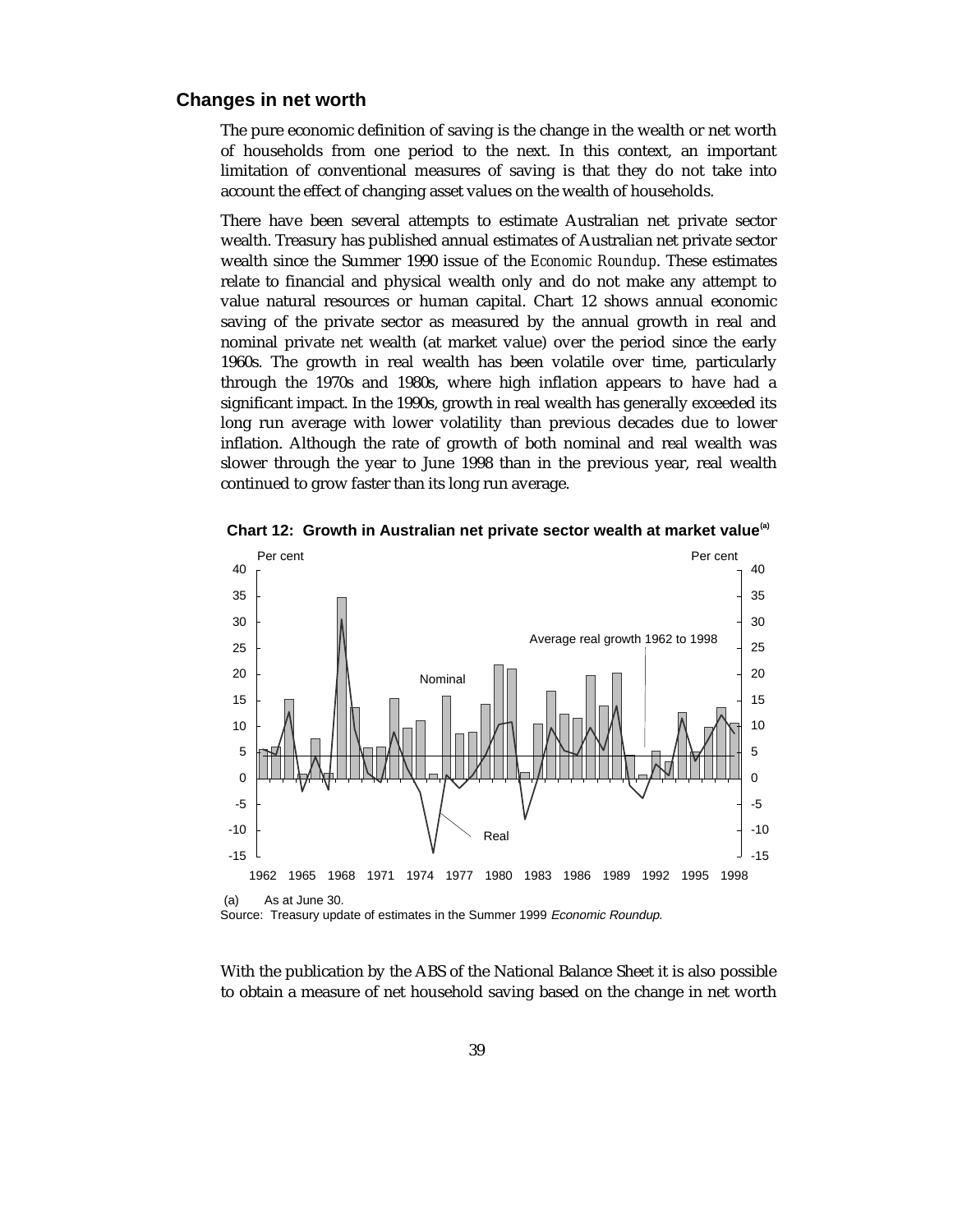## Changes in net worth

The pure economic definition of saving is the change in the wealth or net worth of households from one period to the next. In this context, an important limitation of conventional measures of saving is that they do not take into account the effect of changing asset values on the wealth of households.

There have been several attempts to estimate Australian net private sector wealth. Treasury has published annual estimates of Australian net private sector wealth since the Summer 1990 issue of the *Economic Roundup*. These estimates relate to financial and physical wealth only and do not make any attempt to value natural resources or human capital. Chart 12 shows annual economic saving of the private sector as measured by the annual growth in real and nominal private net wealth (at market value) over the period since the early 1960s. The growth in real wealth has been volatile over time, particularly through the 1970s and 1980s, where high inflation appears to have had a significant impact. In the 1990s, growth in real wealth has generally exceeded its long run average with lower volatility than previous decades due to lower inflation. Although the rate of growth of both nominal and real wealth was slower through the year to June 1998 than in the previous year, real wealth continued to grow faster than its long run average.

**Chart 12: Growth in Australian net private sector wealth at market value[(a)]**

(a) As at June 30.

Source: Treasury update of estimates in the Summer 1999 *Economic Roundup*.

With the publication by the ABS of the National Balance Sheet it is also possible to obtain a measure of net household saving based on the change in net worth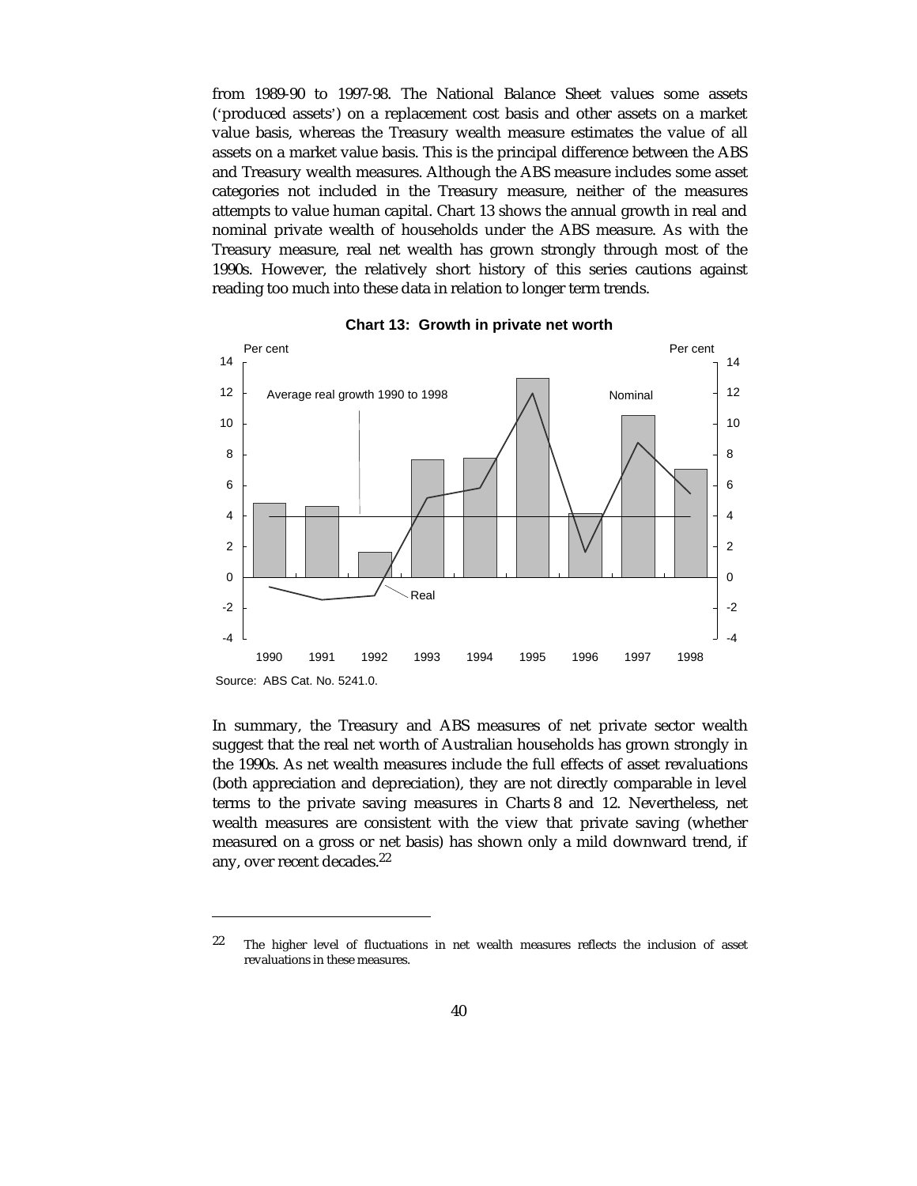from 1989-90 to 1997-98. The National Balance Sheet values some assets ('produced assets') on a replacement cost basis and other assets on a market value basis, whereas the Treasury wealth measure estimates the value of all assets on a market value basis. This is the principal difference between the ABS and Treasury wealth measures. Although the ABS measure includes some asset categories not included in the Treasury measure, neither of the measures attempts to value human capital. Chart 13 shows the annual growth in real and nominal private wealth of households under the ABS measure. As with the Treasury measure, real net wealth has grown strongly through most of the 1990s. However, the relatively short history of this series cautions against reading too much into these data in relation to longer term trends.

**Chart 13: Growth in private net worth**

Source: ABS Cat. No. 5241.0.

In summary, the Treasury and ABS measures of net private sector wealth suggest that the real net worth of Australian households has grown strongly in the 1990s. As net wealth measures include the full effects of asset revaluations (both appreciation and depreciation), they are not directly comparable in level terms to the private saving measures in Charts 8 and 12. Nevertheless, net wealth measures are consistent with the view that private saving (whether measured on a gross or net basis) has shown only a mild downward trend, if any, over recent decades.[22]

---

[22] The higher level of fluctuations in net wealth measures reflects the inclusion of asset revaluations in these measures.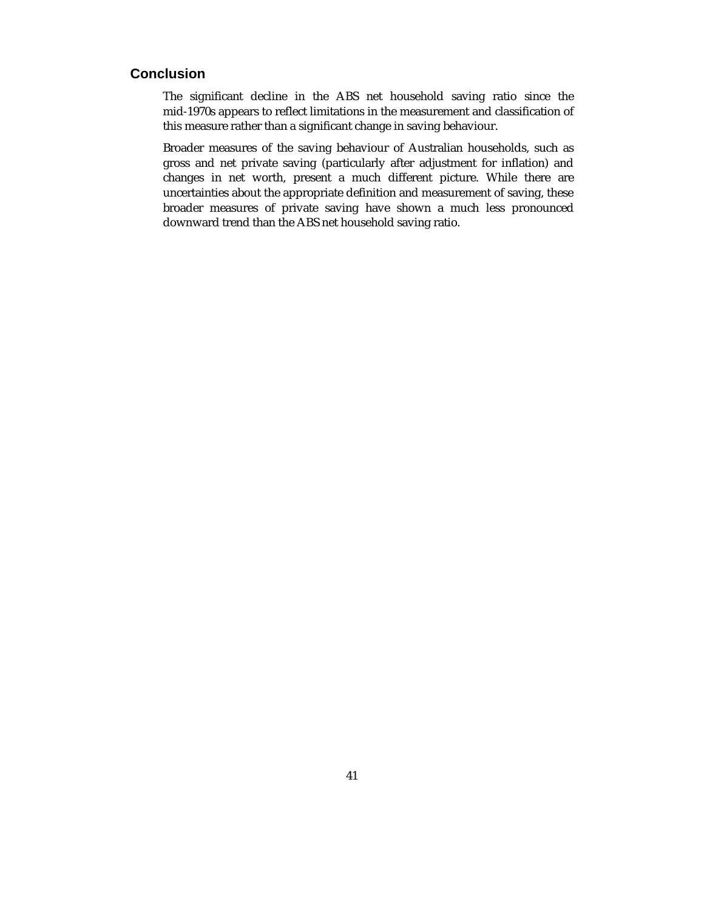## Conclusion

The significant decline in the ABS net household saving ratio since the mid-1970s appears to reflect limitations in the measurement and classification of this measure rather than a significant change in saving behaviour.

Broader measures of the saving behaviour of Australian households, such as gross and net private saving (particularly after adjustment for inflation) and changes in net worth, present a much different picture. While there are uncertainties about the appropriate definition and measurement of saving, these broader measures of private saving have shown a much less pronounced downward trend than the ABS net household saving ratio.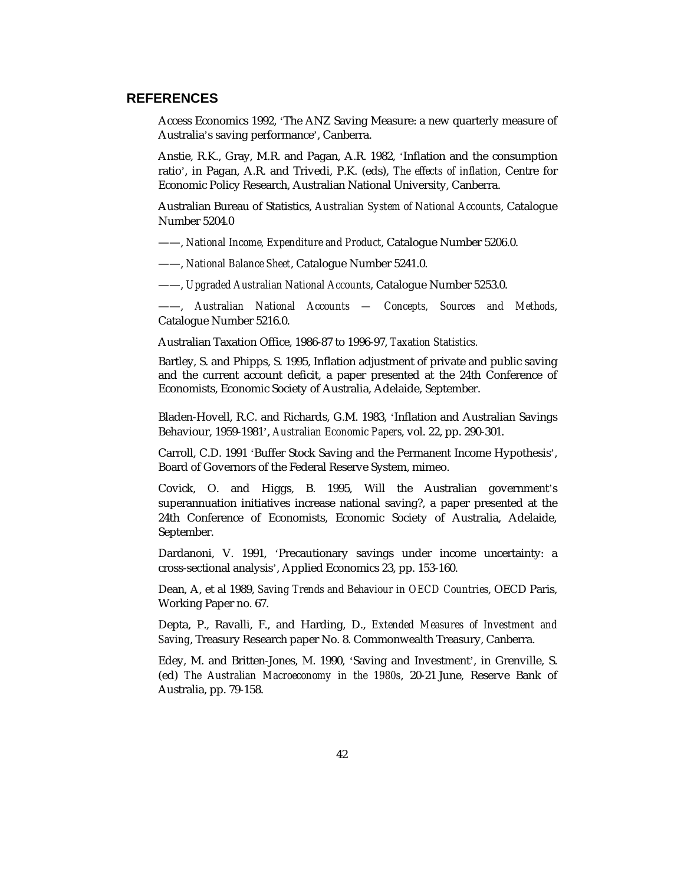## REFERENCES

Access Economics 1992, 'The ANZ Saving Measure: a new quarterly measure of Australia's saving performance', Canberra.

Anstie, R.K., Gray, M.R. and Pagan, A.R. 1982, 'Inflation and the consumption ratio', in Pagan, A.R. and Trivedi, P.K. (eds), *The effects of inflation*, Centre for Economic Policy Research, Australian National University, Canberra.

Australian Bureau of Statistics, *Australian System of National Accounts*, Catalogue Number 5204.0

——, *National Income, Expenditure and Product*, Catalogue Number 5206.0.

——, *National Balance Sheet*, Catalogue Number 5241.0.

——, *Upgraded Australian National Accounts*, Catalogue Number 5253.0.

——, *Australian National Accounts — Concepts, Sources and Methods*, Catalogue Number 5216.0.

Australian Taxation Office, 1986-87 to 1996-97, *Taxation Statistics.*

Bartley, S. and Phipps, S. 1995, Inflation adjustment of private and public saving and the current account deficit, a paper presented at the 24th Conference of Economists, Economic Society of Australia, Adelaide, September.

Bladen-Hovell, R.C. and Richards, G.M. 1983, 'Inflation and Australian Savings Behaviour, 1959-1981', *Australian Economic Papers*, vol. 22, pp. 290-301.

Carroll, C.D. 1991 'Buffer Stock Saving and the Permanent Income Hypothesis', Board of Governors of the Federal Reserve System, mimeo.

Covick, O. and Higgs, B. 1995, Will the Australian government's superannuation initiatives increase national saving?, a paper presented at the 24th Conference of Economists, Economic Society of Australia, Adelaide, September.

Dardanoni, V. 1991, 'Precautionary savings under income uncertainty: a cross-sectional analysis', Applied Economics 23, pp. 153-160.

Dean, A, et al 1989, *Saving Trends and Behaviour in OECD Countries*, OECD Paris, Working Paper no. 67.

Depta, P., Ravalli, F., and Harding, D., *Extended Measures of Investment and Saving*, Treasury Research paper No. 8. Commonwealth Treasury, Canberra.

Edey, M. and Britten-Jones, M. 1990, 'Saving and Investment', in Grenville, S. (ed) *The Australian Macroeconomy in the 1980s*, 20-21 June, Reserve Bank of Australia, pp. 79-158.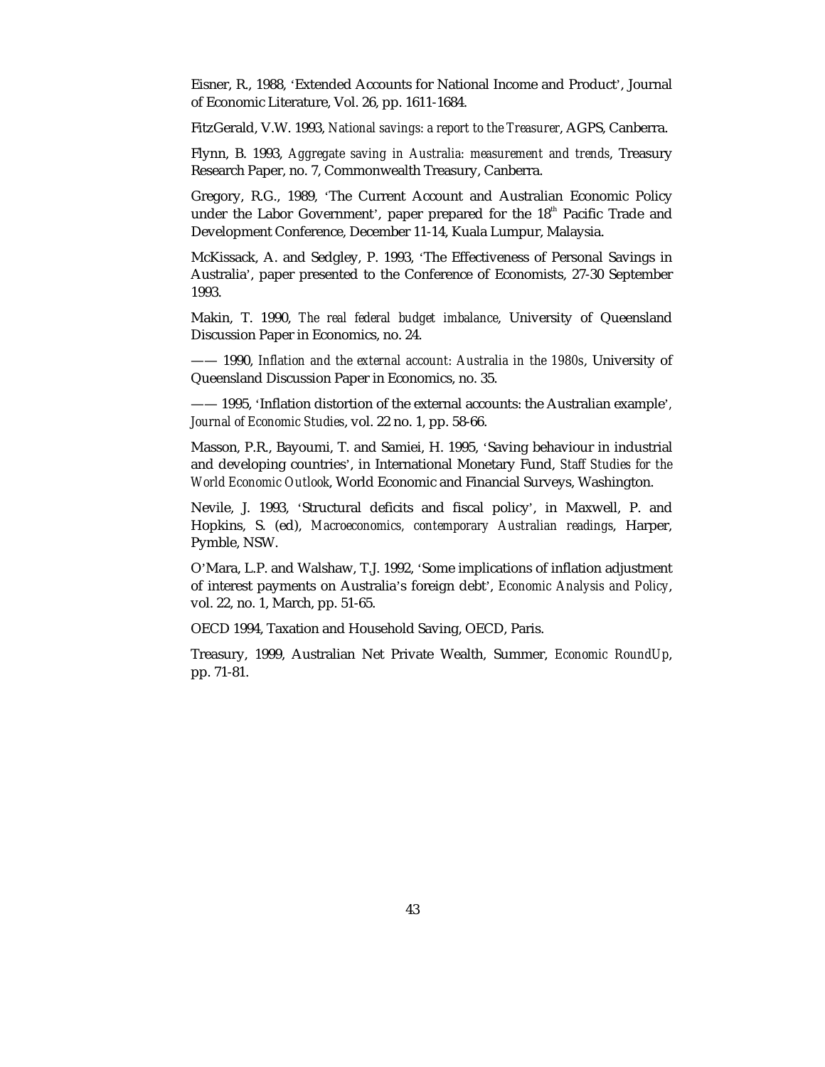Eisner, R., 1988, 'Extended Accounts for National Income and Product', Journal of Economic Literature, Vol. 26, pp. 1611-1684.

FitzGerald, V.W. 1993, *National savings: a report to the Treasurer*, AGPS, Canberra.

Flynn, B. 1993, *Aggregate saving in Australia: measurement and trends*, Treasury Research Paper, no. 7, Commonwealth Treasury, Canberra.

Gregory, R.G., 1989, 'The Current Account and Australian Economic Policy under the Labor Government', paper prepared for the 18th Pacific Trade and Development Conference, December 11-14, Kuala Lumpur, Malaysia.

McKissack, A. and Sedgley, P. 1993, 'The Effectiveness of Personal Savings in Australia', paper presented to the Conference of Economists, 27-30 September 1993.

Makin, T. 1990, *The real federal budget imbalance*, University of Queensland Discussion Paper in Economics, no. 24.

—— 1990, *Inflation and the external account: Australia in the 1980s*, University of Queensland Discussion Paper in Economics, no. 35.

—— 1995, 'Inflation distortion of the external accounts: the Australian example', *Journal of Economic Studies*, vol. 22 no. 1, pp. 58-66.

Masson, P.R., Bayoumi, T. and Samiei, H. 1995, 'Saving behaviour in industrial and developing countries', in International Monetary Fund, *Staff Studies for the World Economic Outlook*, World Economic and Financial Surveys, Washington.

Nevile, J. 1993, 'Structural deficits and fiscal policy', in Maxwell, P. and Hopkins, S. (ed), *Macroeconomics, contemporary Australian readings*, Harper, Pymble, NSW.

O'Mara, L.P. and Walshaw, T.J. 1992, 'Some implications of inflation adjustment of interest payments on Australia's foreign debt', *Economic Analysis and Policy*, vol. 22, no. 1, March, pp. 51-65.

OECD 1994, Taxation and Household Saving, OECD, Paris.

Treasury, 1999, Australian Net Private Wealth, Summer, *Economic RoundUp*, pp. 71-81.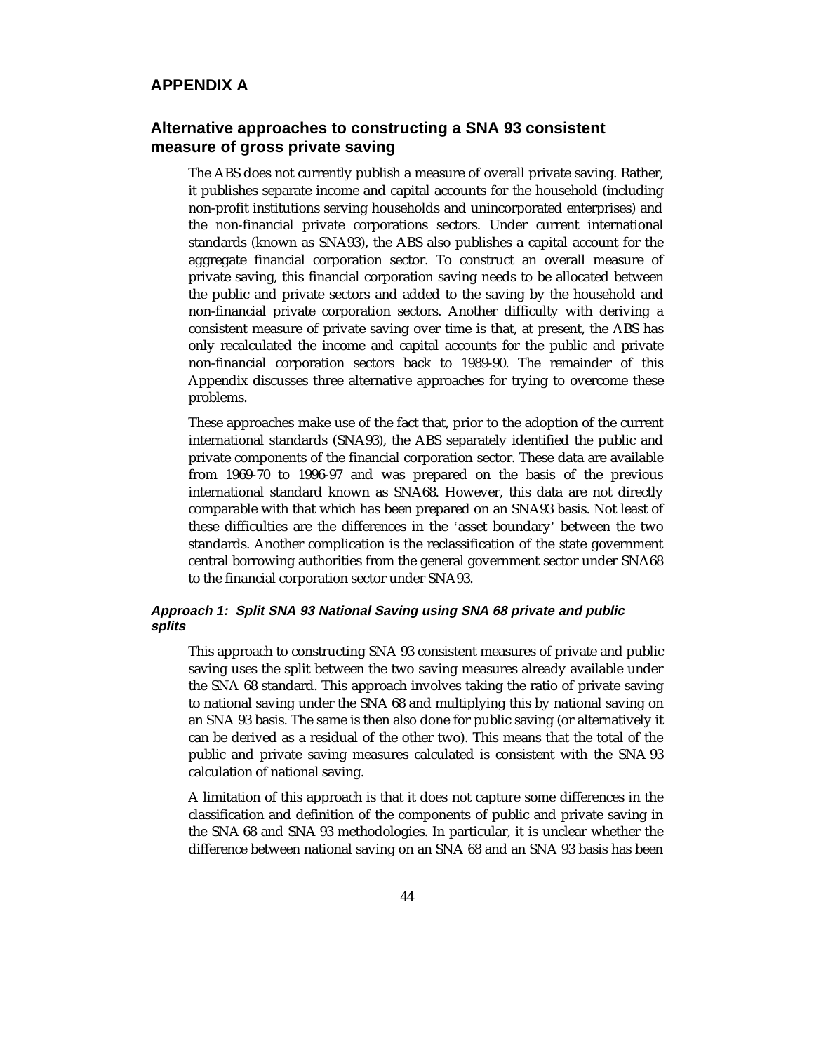## APPENDIX A

## Alternative approaches to constructing a SNA 93 consistent measure of gross private saving

The ABS does not currently publish a measure of overall private saving. Rather, it publishes separate income and capital accounts for the household (including non-profit institutions serving households and unincorporated enterprises) and the non-financial private corporations sectors. Under current international standards (known as SNA93), the ABS also publishes a capital account for the aggregate financial corporation sector. To construct an overall measure of private saving, this financial corporation saving needs to be allocated between the public and private sectors and added to the saving by the household and non-financial private corporation sectors. Another difficulty with deriving a consistent measure of private saving over time is that, at present, the ABS has only recalculated the income and capital accounts for the public and private non-financial corporation sectors back to 1989-90. The remainder of this Appendix discusses three alternative approaches for trying to overcome these problems.

These approaches make use of the fact that, prior to the adoption of the current international standards (SNA93), the ABS separately identified the public and private components of the financial corporation sector. These data are available from 1969-70 to 1996-97 and was prepared on the basis of the previous international standard known as SNA68. However, this data are not directly comparable with that which has been prepared on an SNA93 basis. Not least of these difficulties are the differences in the 'asset boundary' between the two standards. Another complication is the reclassification of the state government central borrowing authorities from the general government sector under SNA68 to the financial corporation sector under SNA93.

### *Approach 1: Split SNA 93 National Saving using SNA 68 private and public splits*

This approach to constructing SNA 93 consistent measures of private and public saving uses the split between the two saving measures already available under the SNA 68 standard. This approach involves taking the ratio of private saving to national saving under the SNA 68 and multiplying this by national saving on an SNA 93 basis. The same is then also done for public saving (or alternatively it can be derived as a residual of the other two). This means that the total of the public and private saving measures calculated is consistent with the SNA 93 calculation of national saving.

A limitation of this approach is that it does not capture some differences in the classification and definition of the components of public and private saving in the SNA 68 and SNA 93 methodologies. In particular, it is unclear whether the difference between national saving on an SNA 68 and an SNA 93 basis has been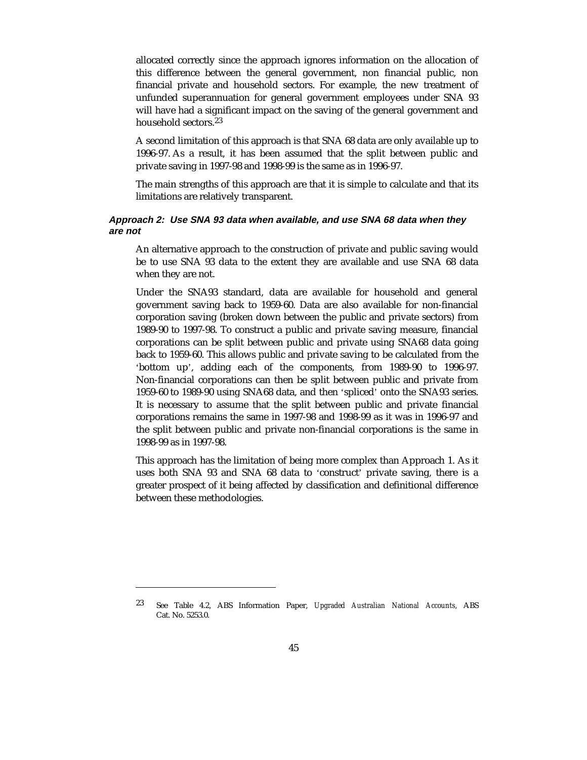allocated correctly since the approach ignores information on the allocation of this difference between the general government, non financial public, non financial private and household sectors. For example, the new treatment of unfunded superannuation for general government employees under SNA 93 will have had a significant impact on the saving of the general government and household sectors.[23]

A second limitation of this approach is that SNA 68 data are only available up to 1996-97. As a result, it has been assumed that the split between public and private saving in 1997-98 and 1998-99 is the same as in 1996-97.

The main strengths of this approach are that it is simple to calculate and that its limitations are relatively transparent.

#### *Approach 2: Use SNA 93 data when available, and use SNA 68 data when they are not*

An alternative approach to the construction of private and public saving would be to use SNA 93 data to the extent they are available and use SNA 68 data when they are not.

Under the SNA93 standard, data are available for household and general government saving back to 1959-60. Data are also available for non-financial corporation saving (broken down between the public and private sectors) from 1989-90 to 1997-98. To construct a public and private saving measure, financial corporations can be split between public and private using SNA68 data going back to 1959-60. This allows public and private saving to be calculated from the 'bottom up', adding each of the components, from 1989-90 to 1996-97. Non-financial corporations can then be split between public and private from 1959-60 to 1989-90 using SNA68 data, and then 'spliced' onto the SNA93 series. It is necessary to assume that the split between public and private financial corporations remains the same in 1997-98 and 1998-99 as it was in 1996-97 and the split between public and private non-financial corporations is the same in 1998-99 as in 1997-98.

This approach has the limitation of being more complex than Approach 1. As it uses both SNA 93 and SNA 68 data to 'construct' private saving, there is a greater prospect of it being affected by classification and definitional difference between these methodologies.

---

[23] See Table 4.2, ABS Information Paper, *Upgraded Australian National Accounts*, ABS Cat. No. 5253.0.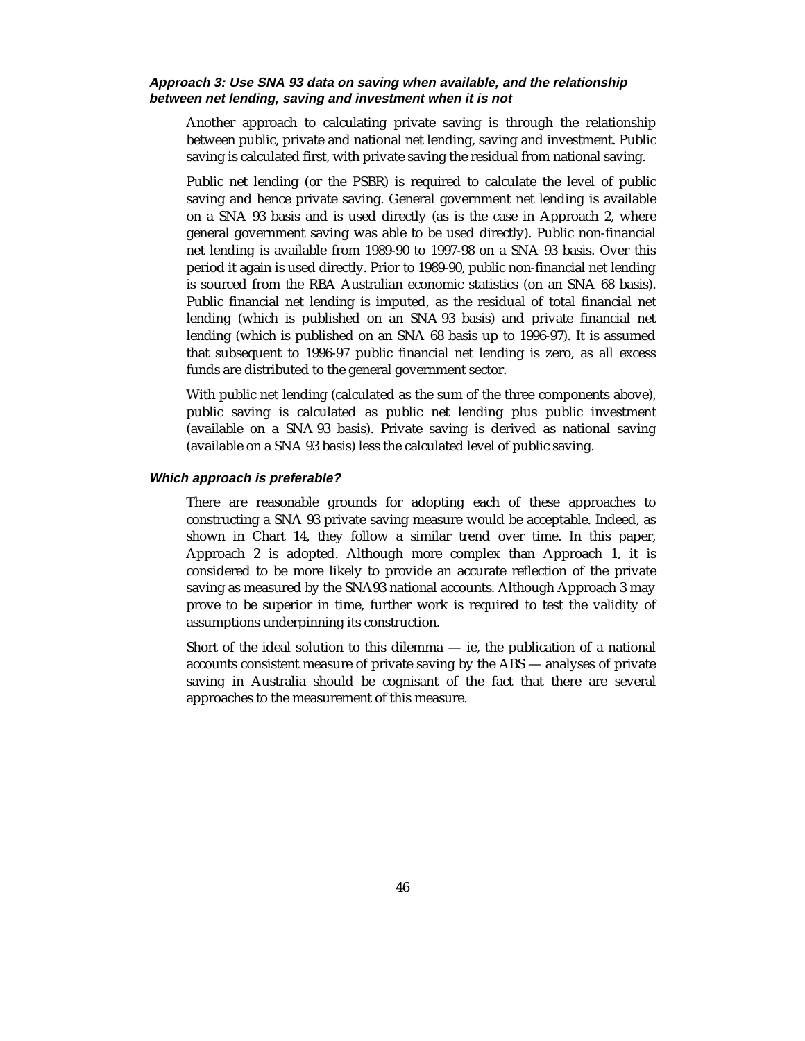### *Approach 3: Use SNA 93 data on saving when available, and the relationship between net lending, saving and investment when it is not*

Another approach to calculating private saving is through the relationship between public, private and national net lending, saving and investment. Public saving is calculated first, with private saving the residual from national saving.

Public net lending (or the PSBR) is required to calculate the level of public saving and hence private saving. General government net lending is available on a SNA 93 basis and is used directly (as is the case in Approach 2, where general government saving was able to be used directly). Public non-financial net lending is available from 1989-90 to 1997-98 on a SNA 93 basis. Over this period it again is used directly. Prior to 1989-90, public non-financial net lending is sourced from the RBA Australian economic statistics (on an SNA 68 basis). Public financial net lending is imputed, as the residual of total financial net lending (which is published on an SNA 93 basis) and private financial net lending (which is published on an SNA 68 basis up to 1996-97). It is assumed that subsequent to 1996-97 public financial net lending is zero, as all excess funds are distributed to the general government sector.

With public net lending (calculated as the sum of the three components above), public saving is calculated as public net lending plus public investment (available on a SNA 93 basis). Private saving is derived as national saving (available on a SNA 93 basis) less the calculated level of public saving.

### *Which approach is preferable?*

There are reasonable grounds for adopting each of these approaches to constructing a SNA 93 private saving measure would be acceptable. Indeed, as shown in Chart 14, they follow a similar trend over time. In this paper, Approach 2 is adopted. Although more complex than Approach 1, it is considered to be more likely to provide an accurate reflection of the private saving as measured by the SNA93 national accounts. Although Approach 3 may prove to be superior in time, further work is required to test the validity of assumptions underpinning its construction.

Short of the ideal solution to this dilemma — ie, the publication of a national accounts consistent measure of private saving by the ABS — analyses of private saving in Australia should be cognisant of the fact that there are several approaches to the measurement of this measure.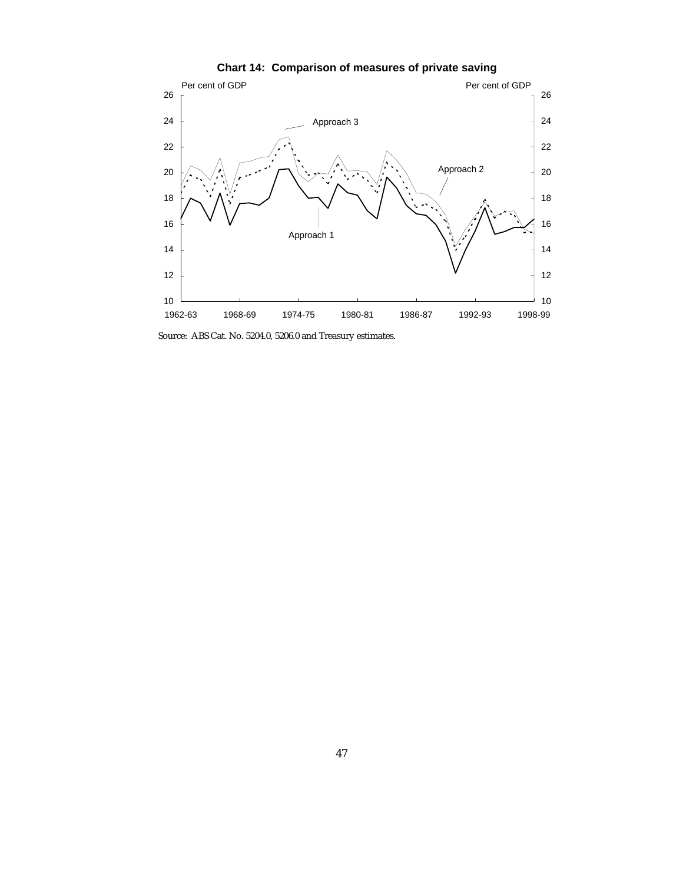**Chart 14: Comparison of measures of private saving**

Source: ABS Cat. No. 5204.0, 5206.0 and Treasury estimates.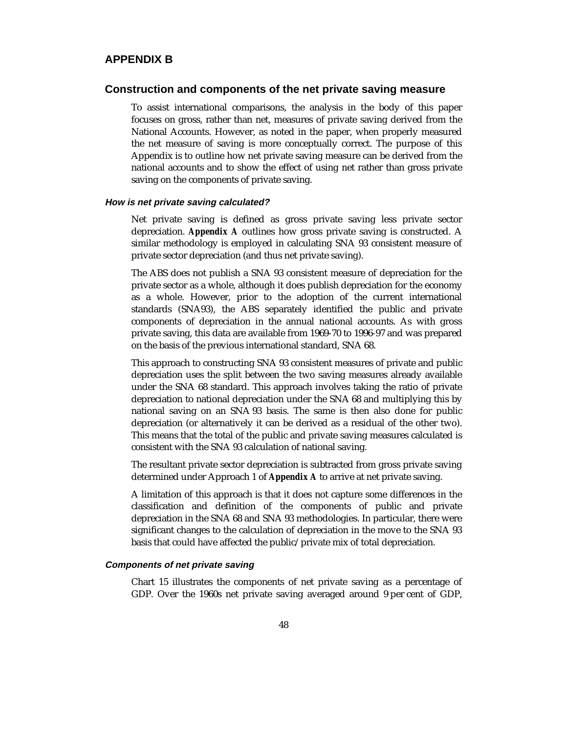## APPENDIX B

## Construction and components of the net private saving measure

To assist international comparisons, the analysis in the body of this paper focuses on gross, rather than net, measures of private saving derived from the National Accounts. However, as noted in the paper, when properly measured the net measure of saving is more conceptually correct. The purpose of this Appendix is to outline how net private saving measure can be derived from the national accounts and to show the effect of using net rather than gross private saving on the components of private saving.

### *How is net private saving calculated?*

Net private saving is defined as gross private saving less private sector depreciation. ***Appendix A*** outlines how gross private saving is constructed. A similar methodology is employed in calculating SNA 93 consistent measure of private sector depreciation (and thus net private saving).

The ABS does not publish a SNA 93 consistent measure of depreciation for the private sector as a whole, although it does publish depreciation for the economy as a whole. However, prior to the adoption of the current international standards (SNA93), the ABS separately identified the public and private components of depreciation in the annual national accounts. As with gross private saving, this data are available from 1969-70 to 1996-97 and was prepared on the basis of the previous international standard, SNA 68.

This approach to constructing SNA 93 consistent measures of private and public depreciation uses the split between the two saving measures already available under the SNA 68 standard. This approach involves taking the ratio of private depreciation to national depreciation under the SNA 68 and multiplying this by national saving on an SNA 93 basis. The same is then also done for public depreciation (or alternatively it can be derived as a residual of the other two). This means that the total of the public and private saving measures calculated is consistent with the SNA 93 calculation of national saving.

The resultant private sector depreciation is subtracted from gross private saving determined under Approach 1 of ***Appendix A*** to arrive at net private saving.

A limitation of this approach is that it does not capture some differences in the classification and definition of the components of public and private depreciation in the SNA 68 and SNA 93 methodologies. In particular, there were significant changes to the calculation of depreciation in the move to the SNA 93 basis that could have affected the public/private mix of total depreciation.

### *Components of net private saving*

Chart 15 illustrates the components of net private saving as a percentage of GDP. Over the 1960s net private saving averaged around 9 per cent of GDP,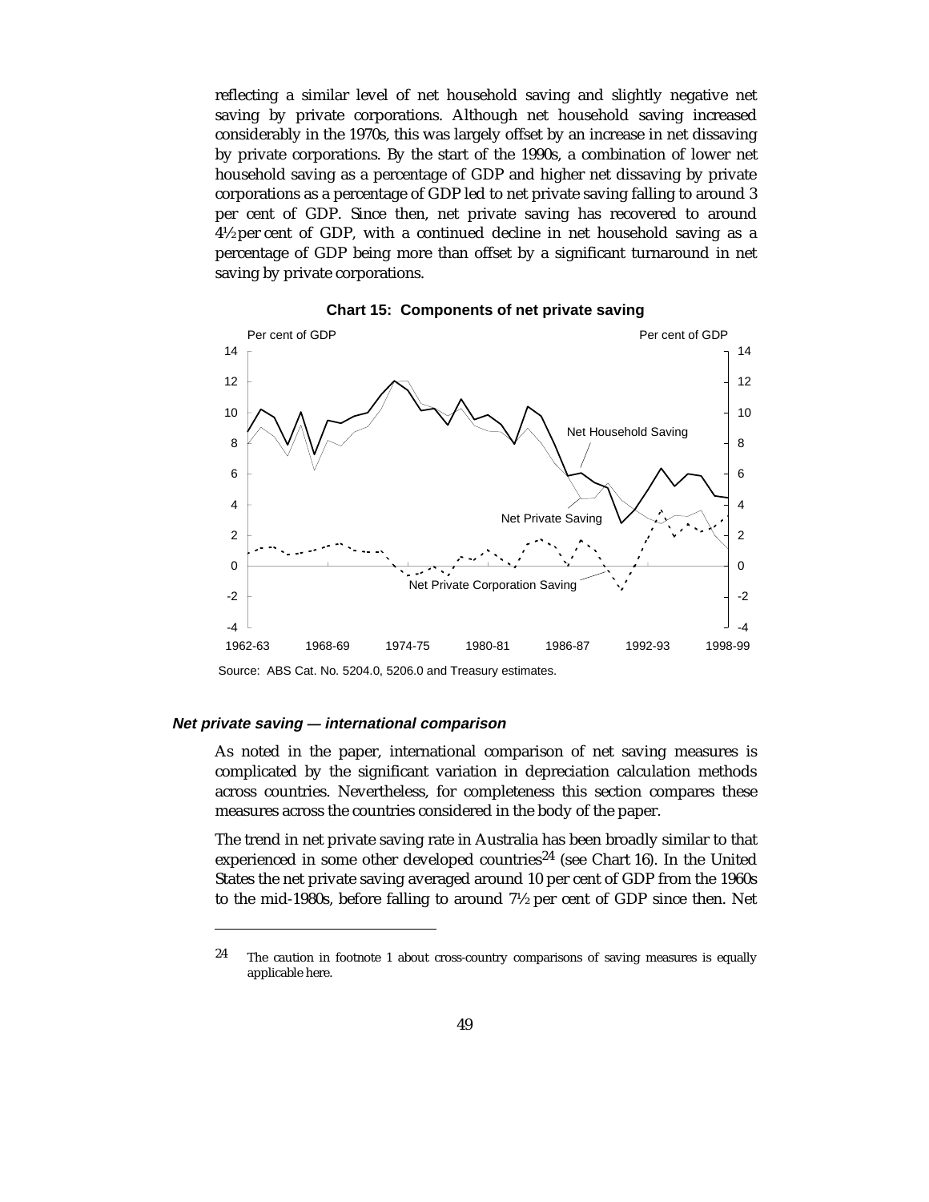reflecting a similar level of net household saving and slightly negative net saving by private corporations. Although net household saving increased considerably in the 1970s, this was largely offset by an increase in net dissaving by private corporations. By the start of the 1990s, a combination of lower net household saving as a percentage of GDP and higher net dissaving by private corporations as a percentage of GDP led to net private saving falling to around 3 per cent of GDP. Since then, net private saving has recovered to around 4½ per cent of GDP, with a continued decline in net household saving as a percentage of GDP being more than offset by a significant turnaround in net saving by private corporations.

**Chart 15: Components of net private saving**

Source: ABS Cat. No. 5204.0, 5206.0 and Treasury estimates.

#### *Net private saving — international comparison*

As noted in the paper, international comparison of net saving measures is complicated by the significant variation in depreciation calculation methods across countries. Nevertheless, for completeness this section compares these measures across the countries considered in the body of the paper.

The trend in net private saving rate in Australia has been broadly similar to that experienced in some other developed countries[24] (see Chart 16). In the United States the net private saving averaged around 10 per cent of GDP from the 1960s to the mid-1980s, before falling to around 7½ per cent of GDP since then. Net

[24] The caution in footnote 1 about cross-country comparisons of saving measures is equally applicable here.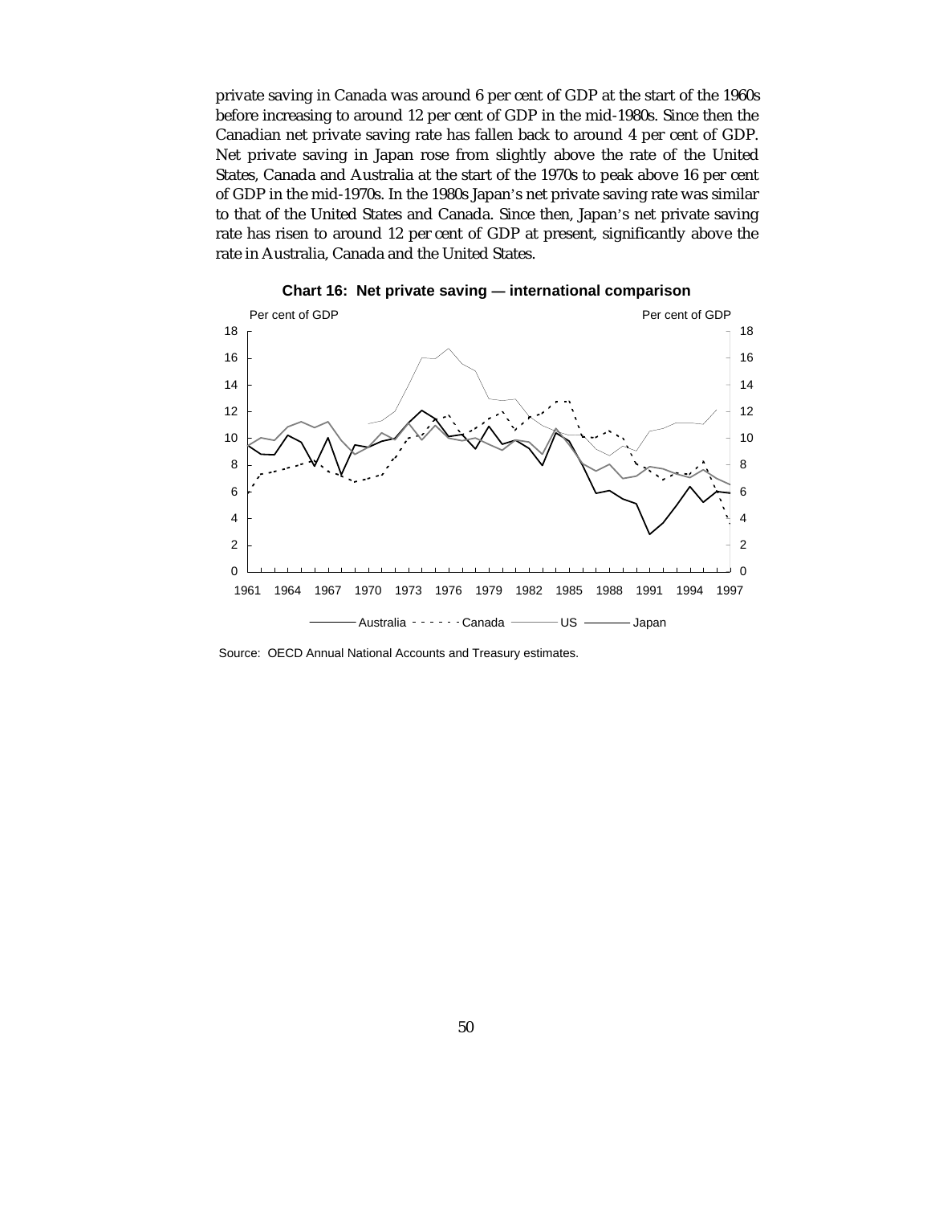private saving in Canada was around 6 per cent of GDP at the start of the 1960s before increasing to around 12 per cent of GDP in the mid-1980s. Since then the Canadian net private saving rate has fallen back to around 4 per cent of GDP. Net private saving in Japan rose from slightly above the rate of the United States, Canada and Australia at the start of the 1970s to peak above 16 per cent of GDP in the mid-1970s. In the 1980s Japan's net private saving rate was similar to that of the United States and Canada. Since then, Japan's net private saving rate has risen to around 12 per cent of GDP at present, significantly above the rate in Australia, Canada and the United States.

**Chart 16: Net private saving — international comparison**

Per cent of GDP

Per cent of GDP

18
16
14
12
10
8
6
4
2
0

1961 1964 1967 1970 1973 1976 1979 1982 1985 1988 1991 1994 1997

Australia - - - - - - Canada —— US —— Japan

Source: OECD Annual National Accounts and Treasury estimates.